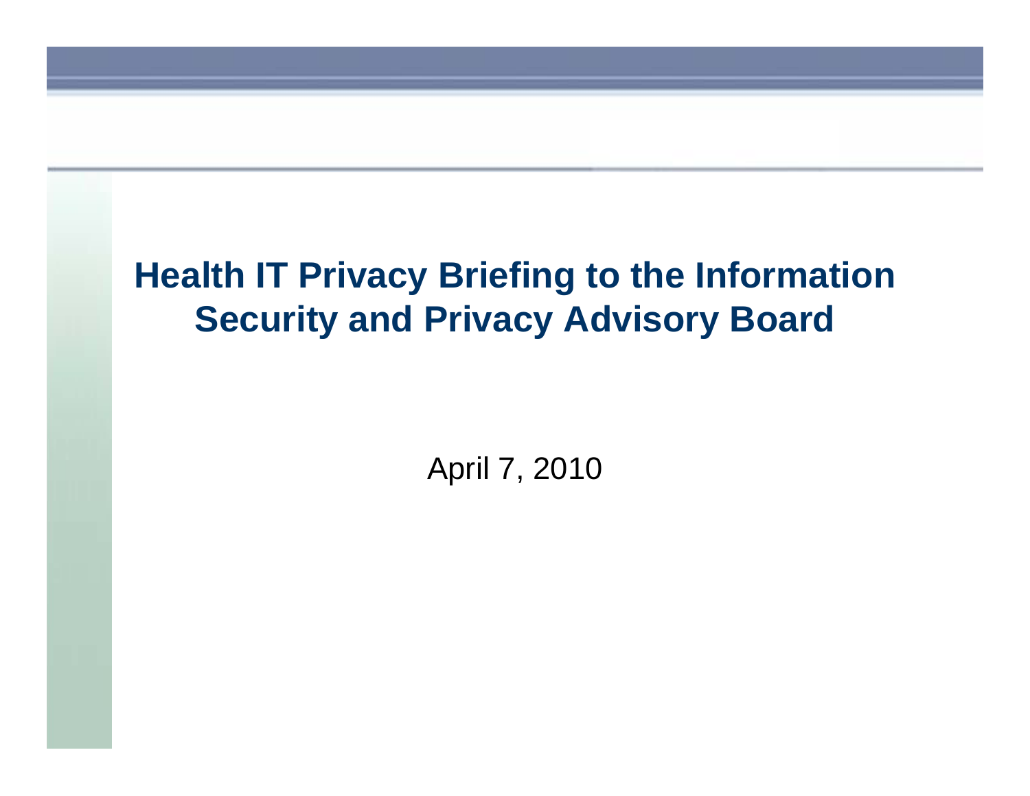# Health IT Privacy Briefing to the Information Security and Privacy Advisory Board

April 7, 2010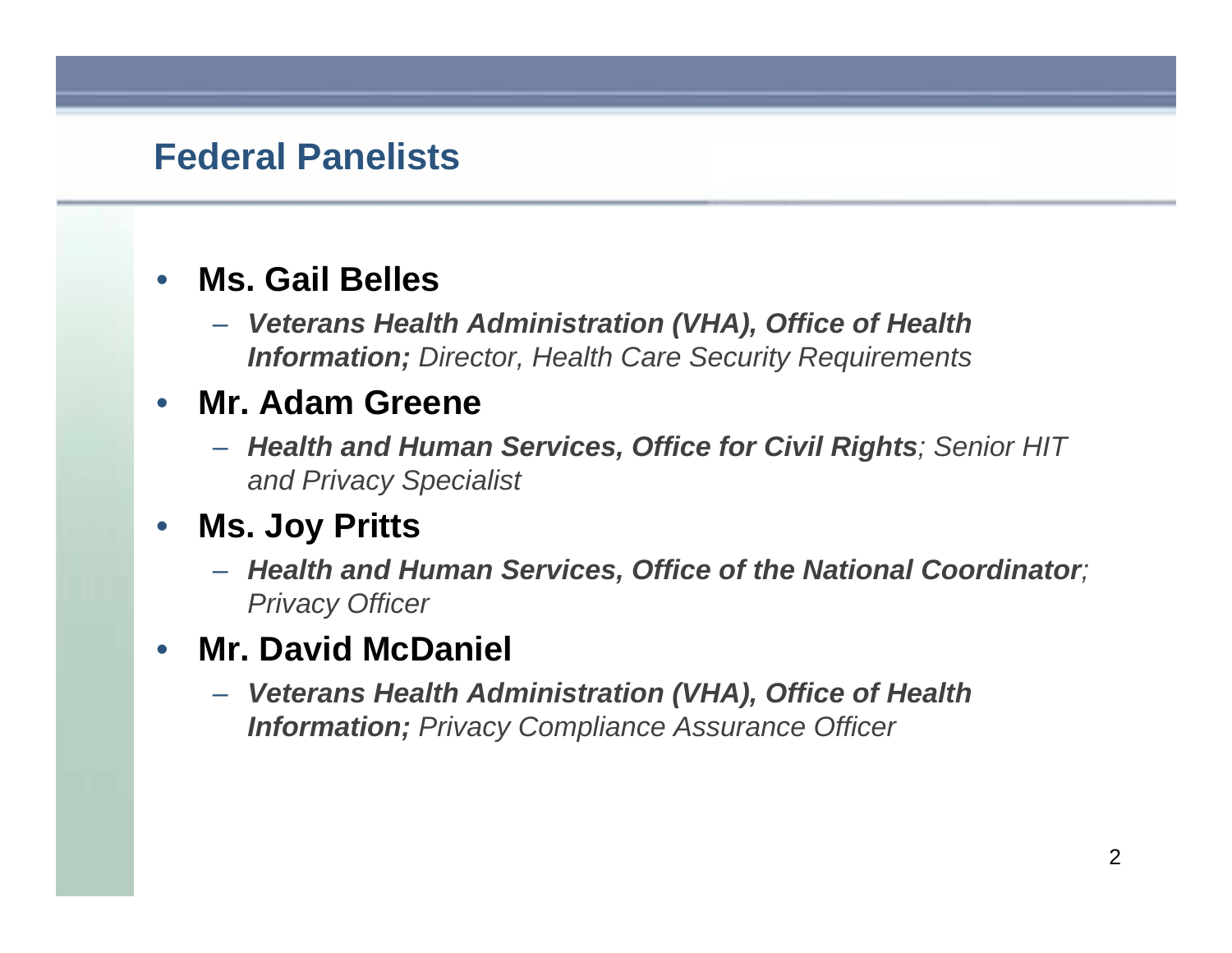# Federal Panelists

- **Ms. Gail Belles**
  - ***Veterans Health Administration (VHA), Office of Health Information;*** *Director, Health Care Security Requirements*
- **Mr. Adam Greene**
  - ***Health and Human Services, Office for Civil Rights****; Senior HIT and Privacy Specialist*
- **Ms. Joy Pritts**
  - ***Health and Human Services, Office of the National Coordinator****; Privacy Officer*
- **Mr. David McDaniel**
  - ***Veterans Health Administration (VHA), Office of Health Information;*** *Privacy Compliance Assurance Officer*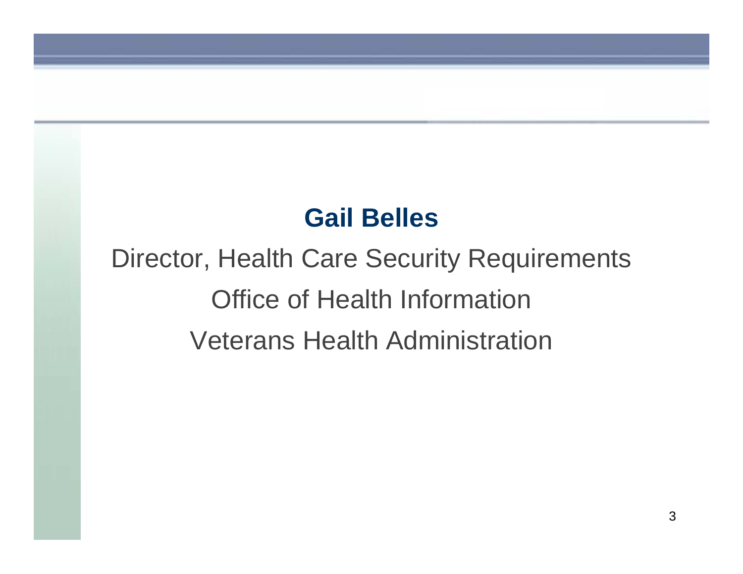**Gail Belles**

Director, Health Care Security Requirements

Office of Health Information

Veterans Health Administration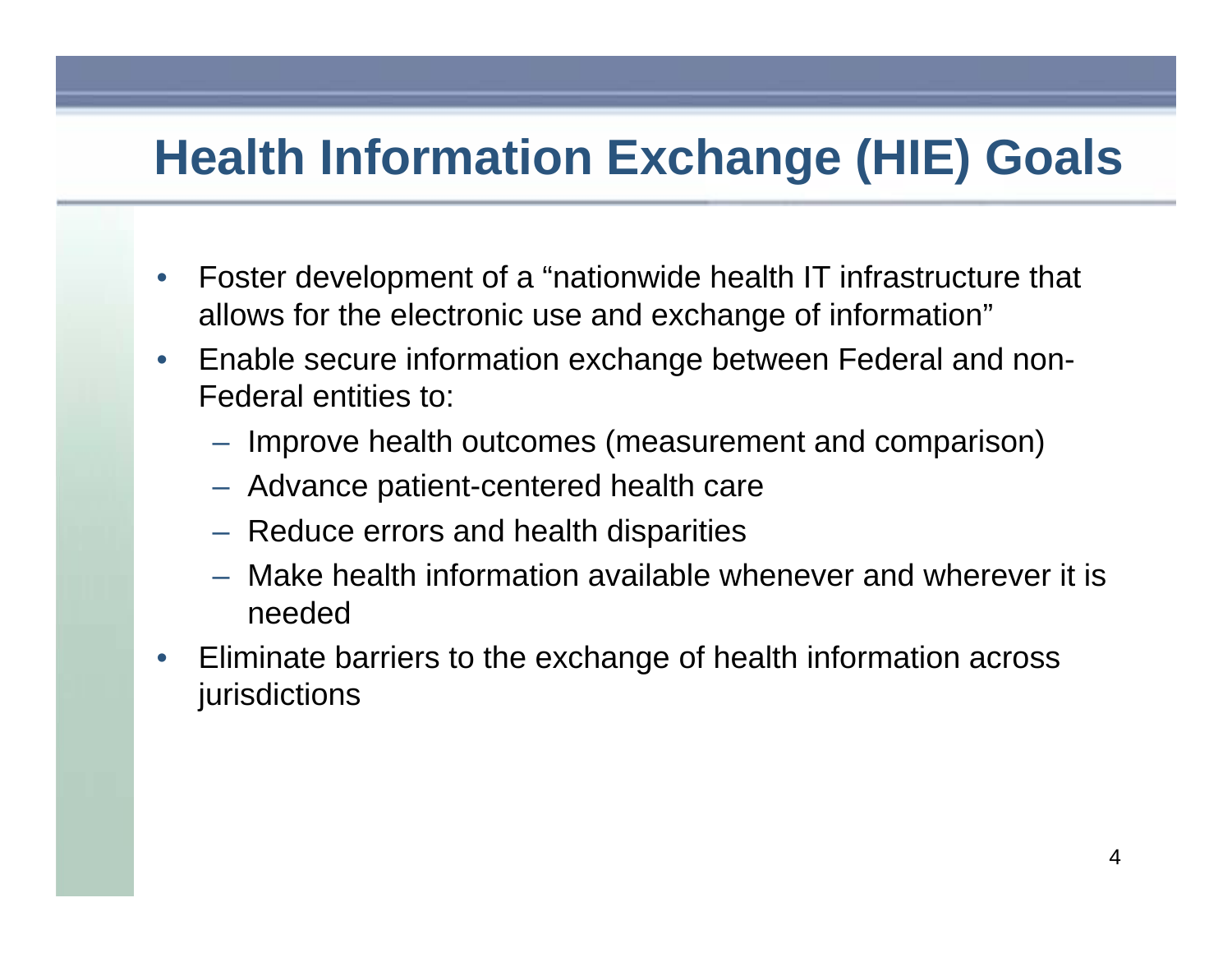# Health Information Exchange (HIE) Goals

- Foster development of a "nationwide health IT infrastructure that allows for the electronic use and exchange of information"
- Enable secure information exchange between Federal and non-Federal entities to:
  - Improve health outcomes (measurement and comparison)
  - Advance patient-centered health care
  - Reduce errors and health disparities
  - Make health information available whenever and wherever it is needed
- Eliminate barriers to the exchange of health information across jurisdictions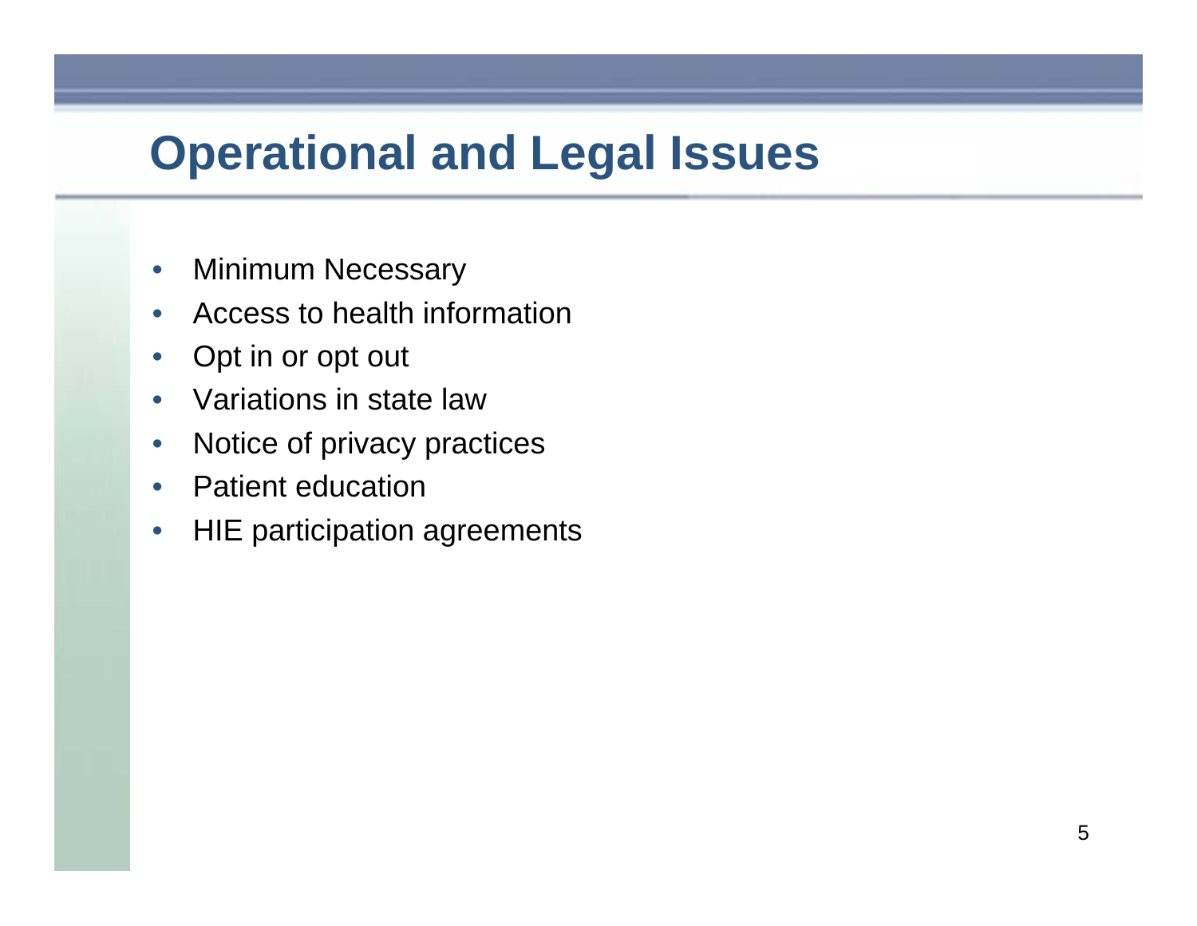# Operational and Legal Issues

- Minimum Necessary
- Access to health information
- Opt in or opt out
- Variations in state law
- Notice of privacy practices
- Patient education
- HIE participation agreements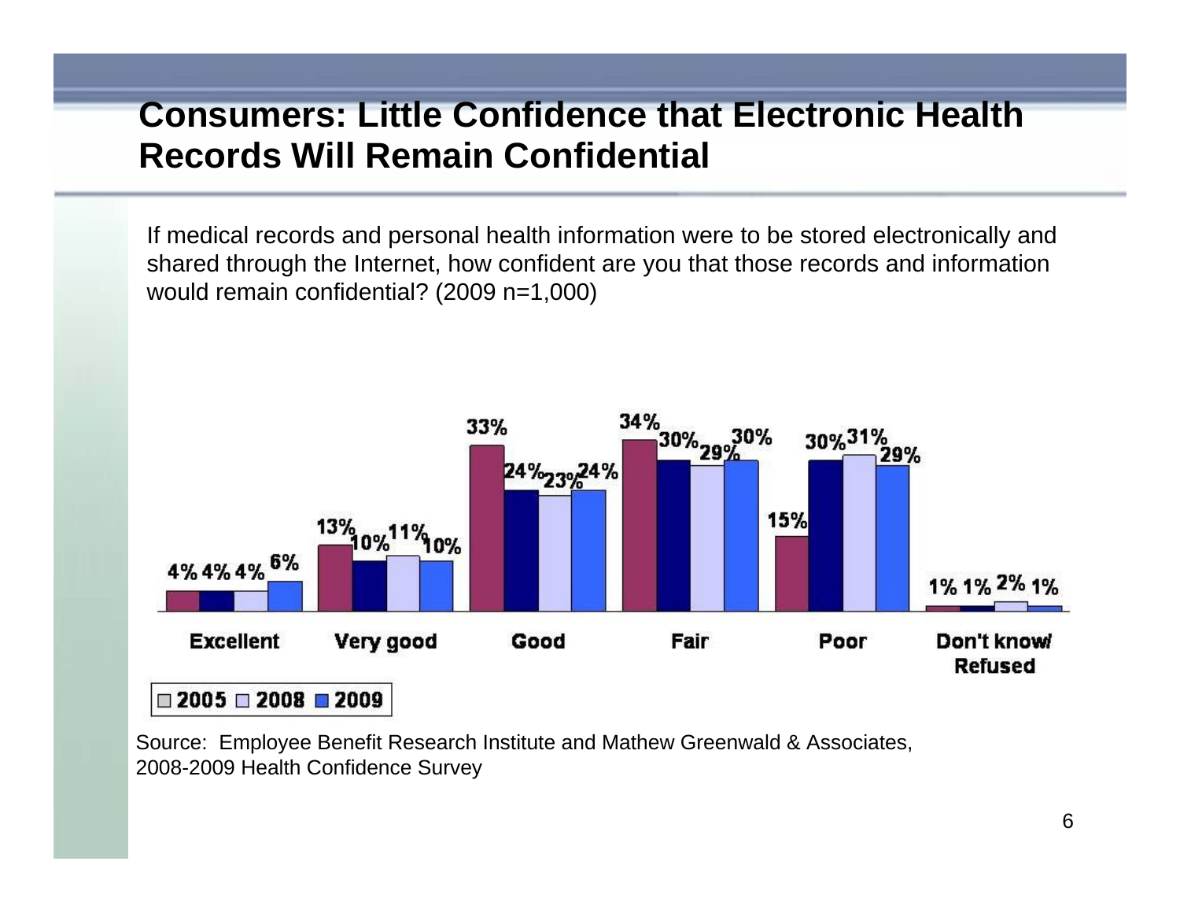# Consumers: Little Confidence that Electronic Health Records Will Remain Confidential

If medical records and personal health information were to be stored electronically and shared through the Internet, how confident are you that those records and information would remain confidential? (2009 n=1,000)

4% 4% 4% 6%
Excellent

13% 10% 11% 10%
Very good

33% 24% 23% 24%
Good

34% 30% 29% 30%
Fair

15% 30% 31% 29%
Poor

1% 1% 2% 1%
Don't know/ Refused

2005 2008 2009

Source: Employee Benefit Research Institute and Mathew Greenwald & Associates, 2008-2009 Health Confidence Survey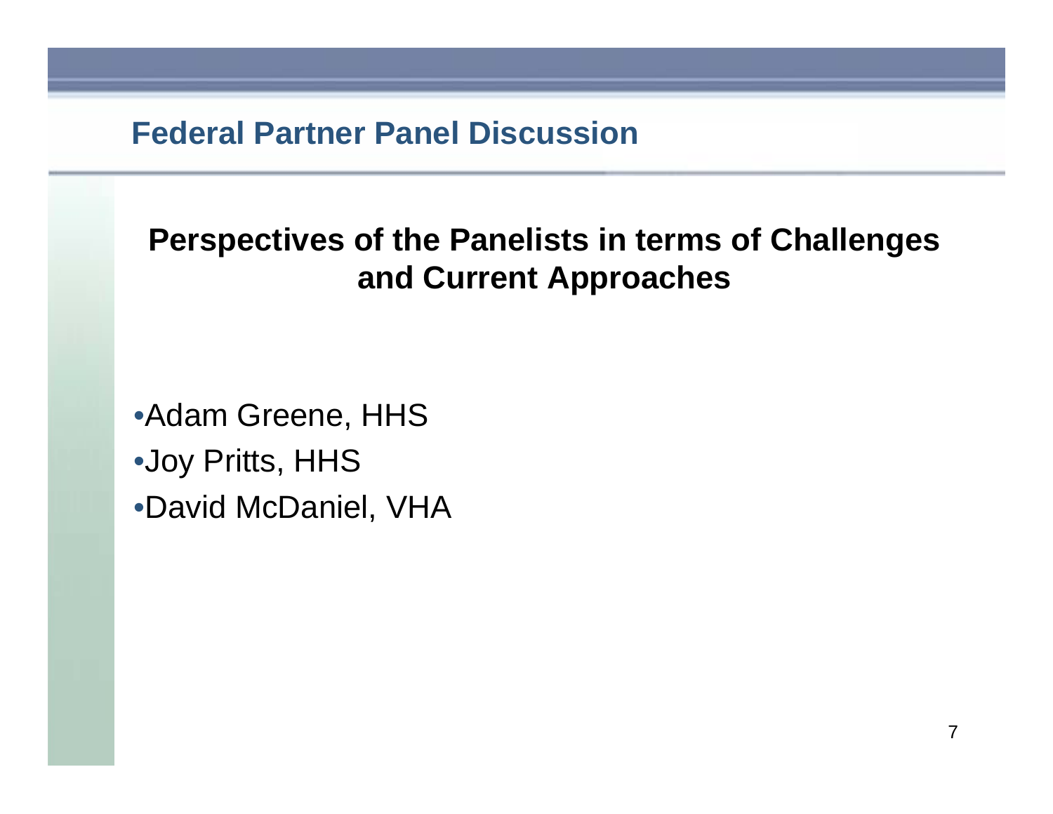# Federal Partner Panel Discussion

## Perspectives of the Panelists in terms of Challenges and Current Approaches

- Adam Greene, HHS
- Joy Pritts, HHS
- David McDaniel, VHA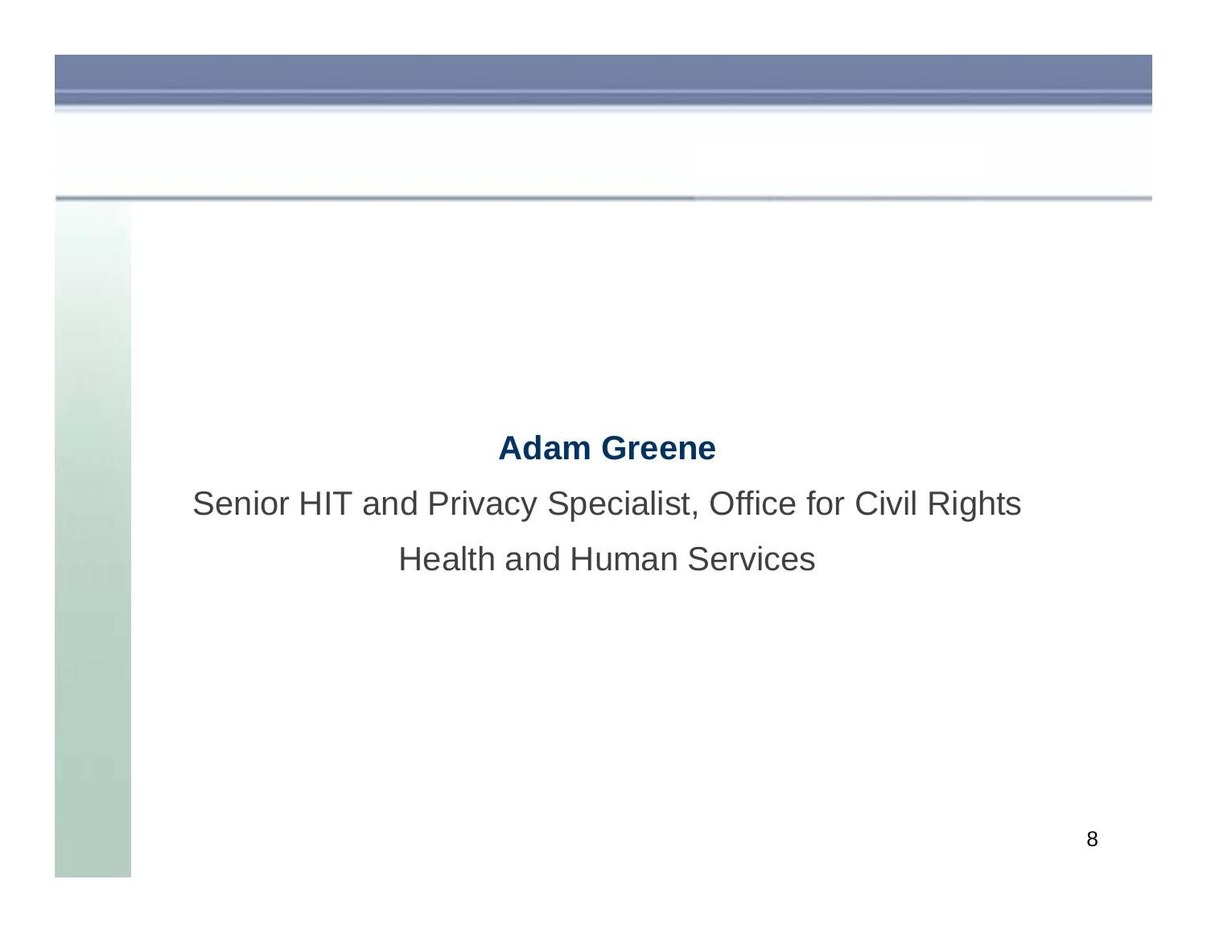**Adam Greene**

Senior HIT and Privacy Specialist, Office for Civil Rights

Health and Human Services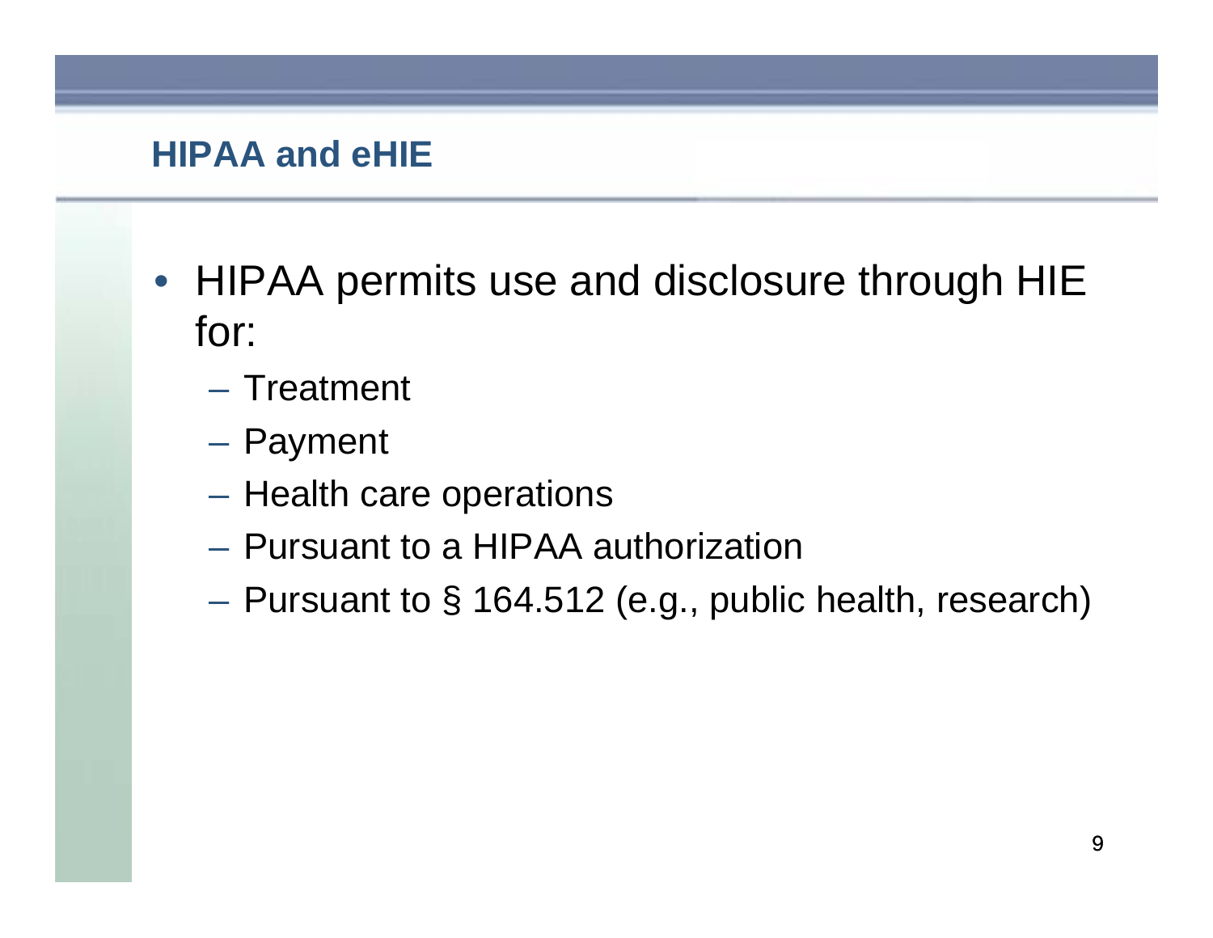## HIPAA and eHIE

- HIPAA permits use and disclosure through HIE for:
  - Treatment
  - Payment
  - Health care operations
  - Pursuant to a HIPAA authorization
  - Pursuant to § 164.512 (e.g., public health, research)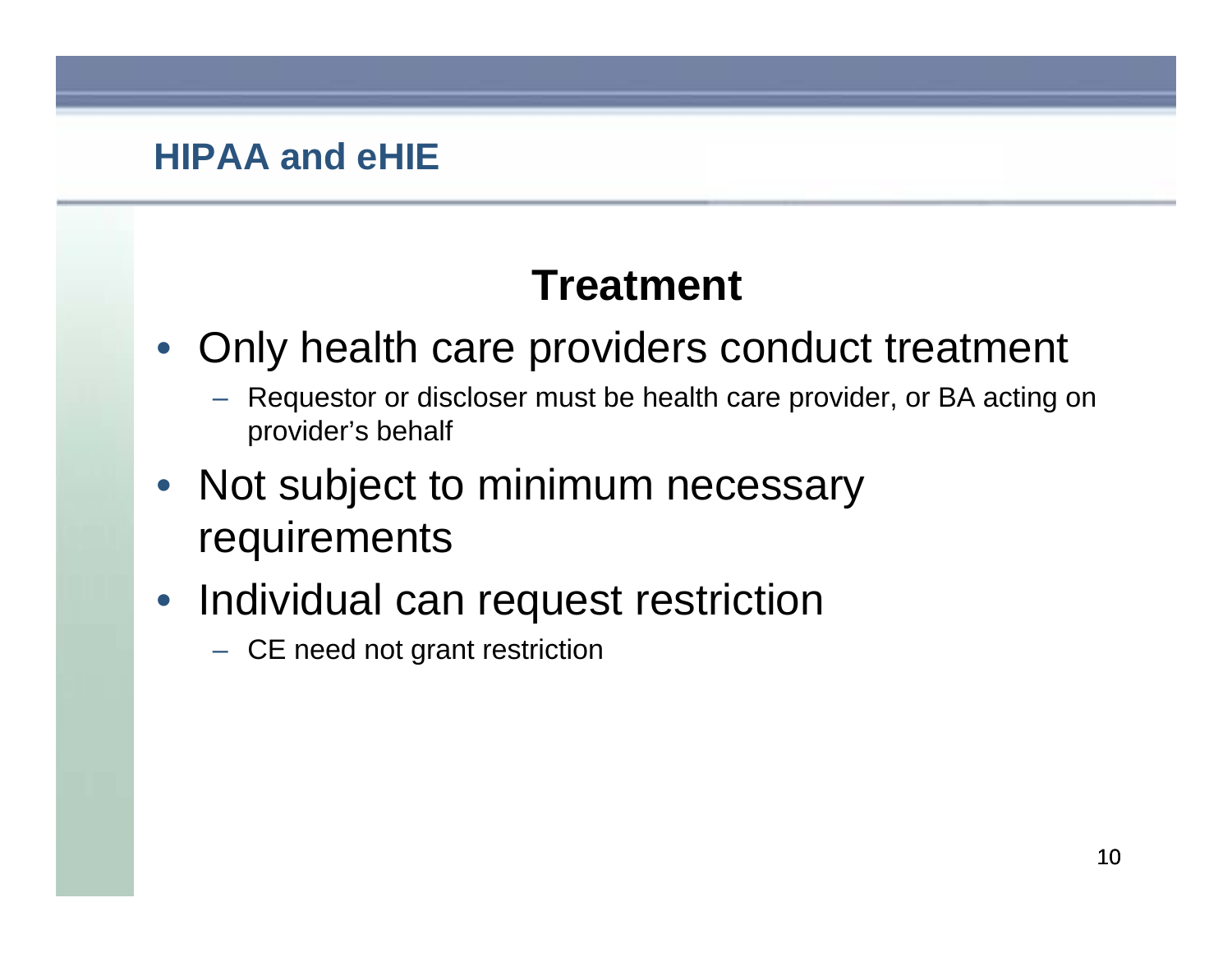## HIPAA and eHIE

### Treatment

- Only health care providers conduct treatment
  - Requestor or discloser must be health care provider, or BA acting on provider's behalf
- Not subject to minimum necessary requirements
- Individual can request restriction
  - CE need not grant restriction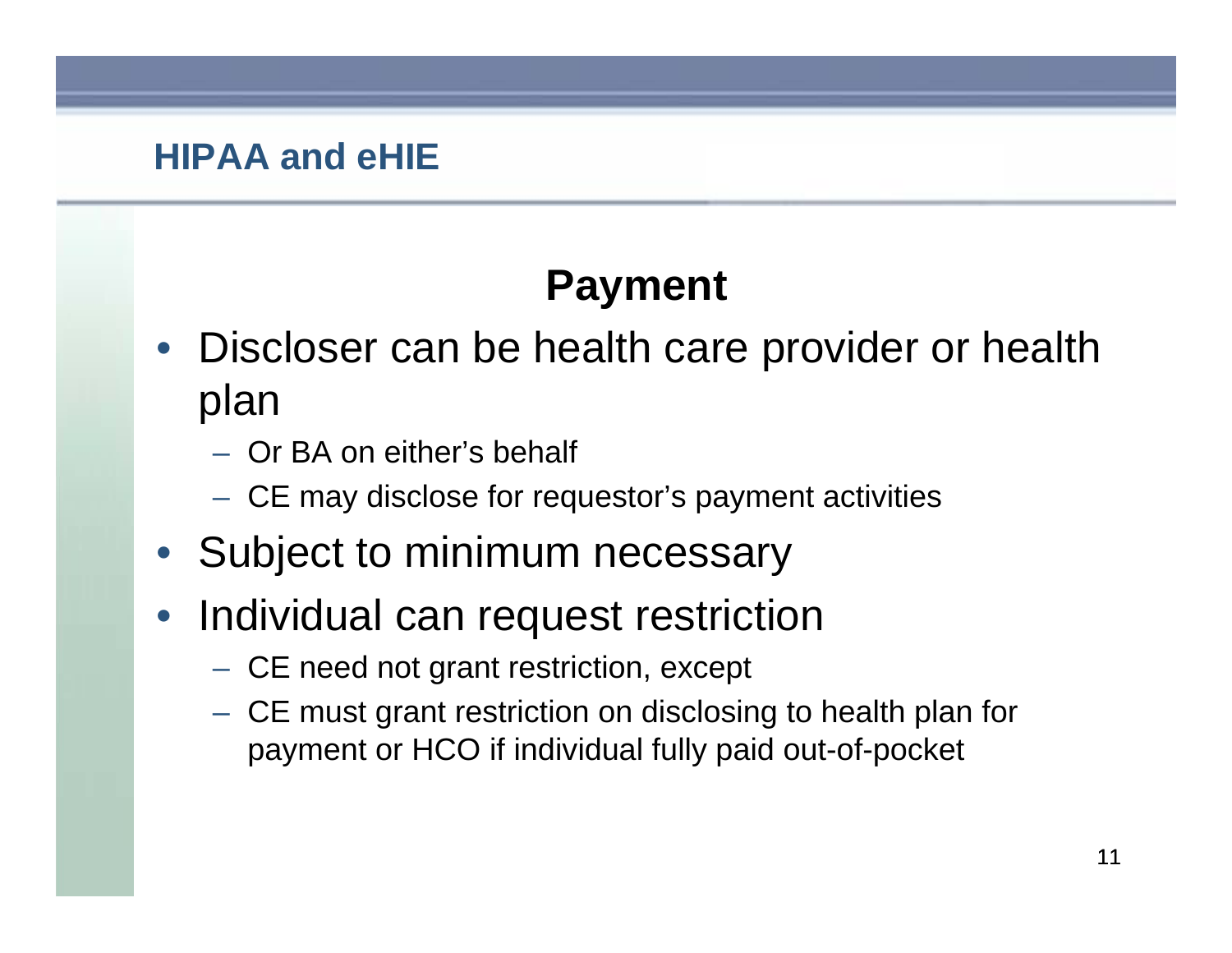## Payment

- Discloser can be health care provider or health plan
  - Or BA on either's behalf
  - CE may disclose for requestor's payment activities
- Subject to minimum necessary
- Individual can request restriction
  - CE need not grant restriction, except
  - CE must grant restriction on disclosing to health plan for payment or HCO if individual fully paid out-of-pocket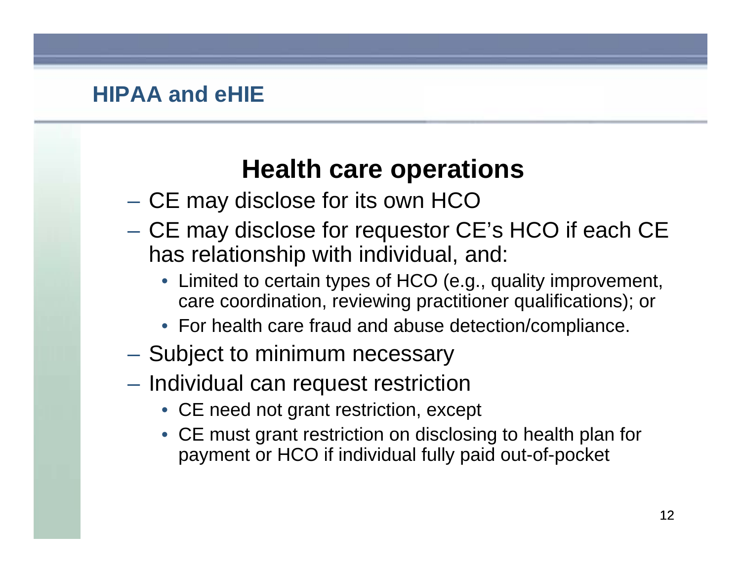## Health care operations

- CE may disclose for its own HCO
- CE may disclose for requestor CE's HCO if each CE has relationship with individual, and:
  - Limited to certain types of HCO (e.g., quality improvement, care coordination, reviewing practitioner qualifications); or
  - For health care fraud and abuse detection/compliance.
- Subject to minimum necessary
- Individual can request restriction
  - CE need not grant restriction, except
  - CE must grant restriction on disclosing to health plan for payment or HCO if individual fully paid out-of-pocket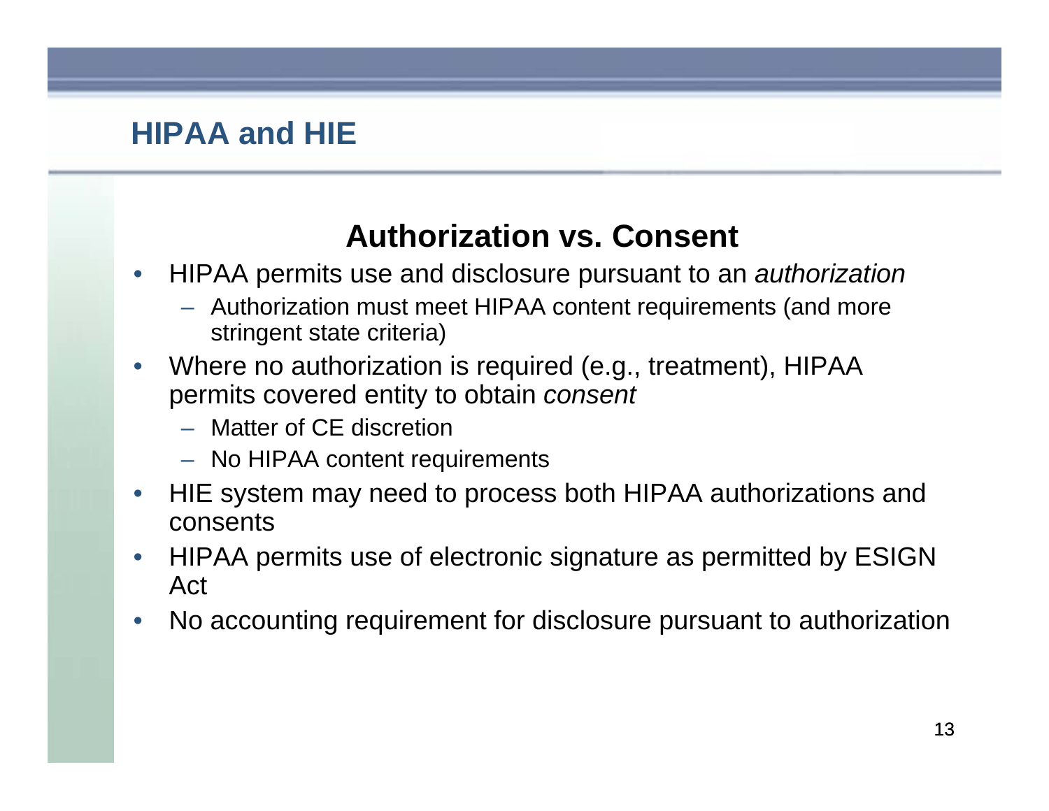# HIPAA and HIE

## Authorization vs. Consent

- HIPAA permits use and disclosure pursuant to an *authorization*
  - Authorization must meet HIPAA content requirements (and more stringent state criteria)
- Where no authorization is required (e.g., treatment), HIPAA permits covered entity to obtain *consent*
  - Matter of CE discretion
  - No HIPAA content requirements
- HIE system may need to process both HIPAA authorizations and consents
- HIPAA permits use of electronic signature as permitted by ESIGN Act
- No accounting requirement for disclosure pursuant to authorization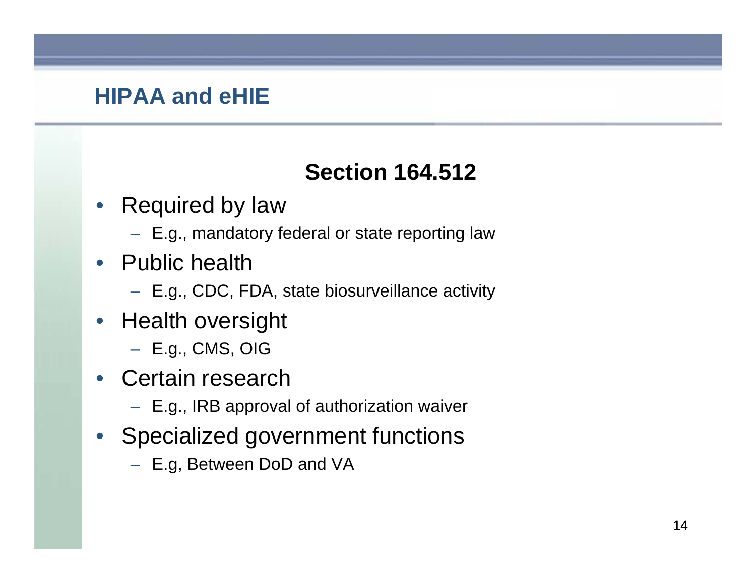# HIPAA and eHIE

## Section 164.512

- Required by law
  - E.g., mandatory federal or state reporting law
- Public health
  - E.g., CDC, FDA, state biosurveillance activity
- Health oversight
  - E.g., CMS, OIG
- Certain research
  - E.g., IRB approval of authorization waiver
- Specialized government functions
  - E.g, Between DoD and VA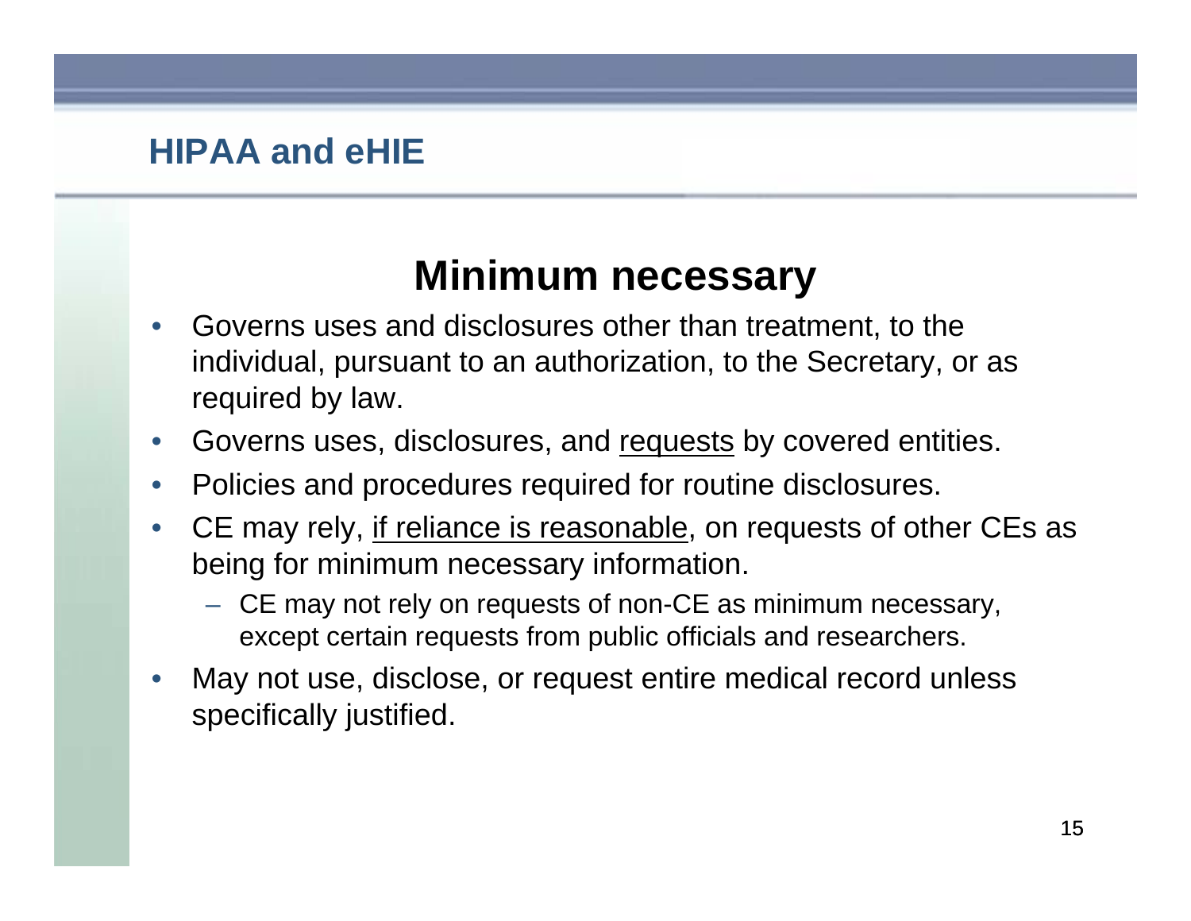## Minimum necessary

- Governs uses and disclosures other than treatment, to the individual, pursuant to an authorization, to the Secretary, or as required by law.
- Governs uses, disclosures, and <u>requests</u> by covered entities.
- Policies and procedures required for routine disclosures.
- CE may rely, <u>if reliance is reasonable</u>, on requests of other CEs as being for minimum necessary information.
  - CE may not rely on requests of non-CE as minimum necessary, except certain requests from public officials and researchers.
- May not use, disclose, or request entire medical record unless specifically justified.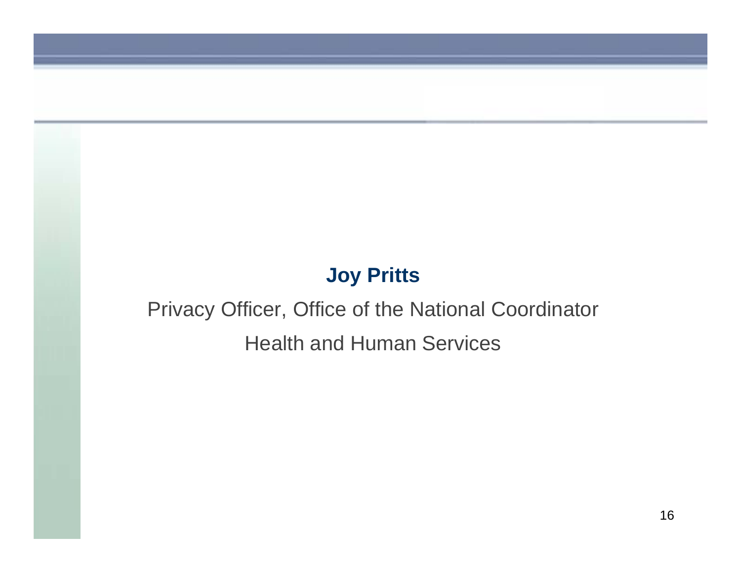**Joy Pritts**

Privacy Officer, Office of the National Coordinator

Health and Human Services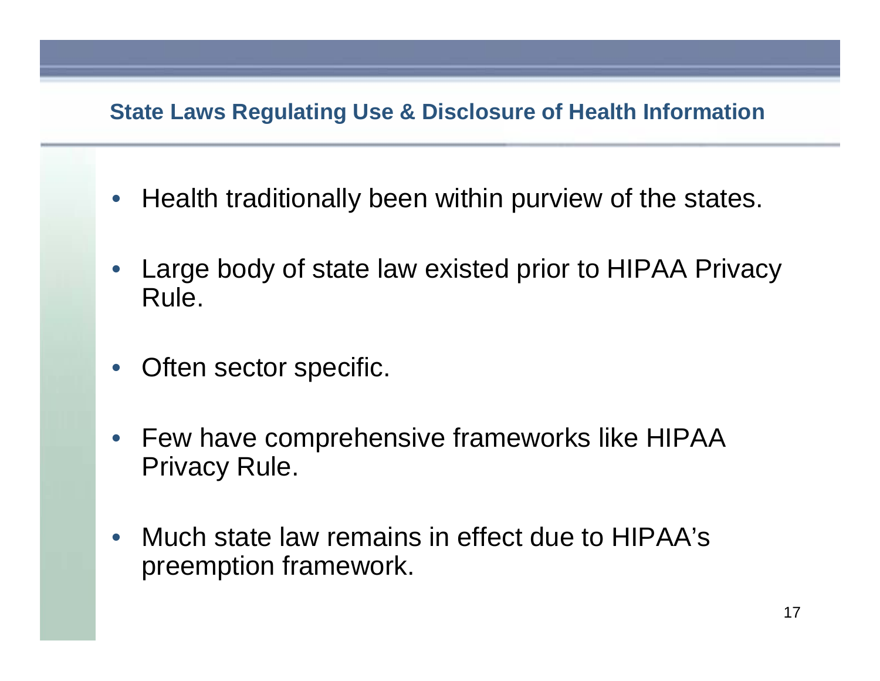## State Laws Regulating Use & Disclosure of Health Information

- Health traditionally been within purview of the states.
- Large body of state law existed prior to HIPAA Privacy Rule.
- Often sector specific.
- Few have comprehensive frameworks like HIPAA Privacy Rule.
- Much state law remains in effect due to HIPAA's preemption framework.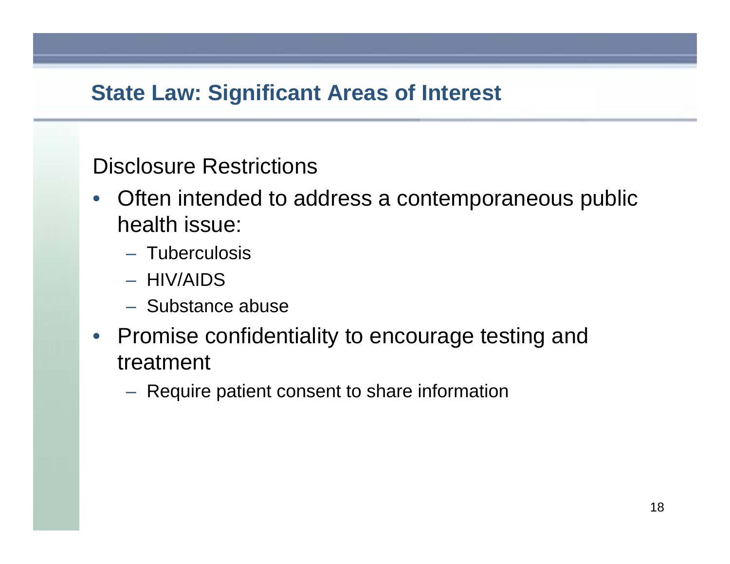## State Law: Significant Areas of Interest

Disclosure Restrictions

- Often intended to address a contemporaneous public health issue:
  - Tuberculosis
  - HIV/AIDS
  - Substance abuse
- Promise confidentiality to encourage testing and treatment
  - Require patient consent to share information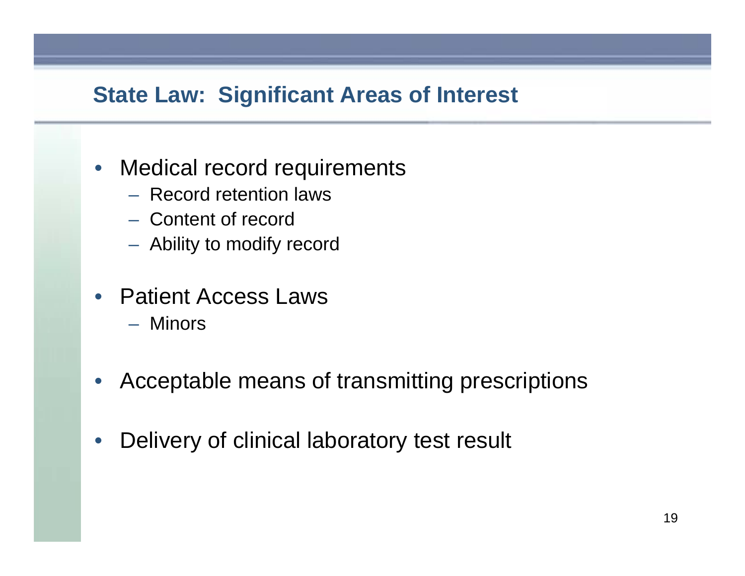## State Law: Significant Areas of Interest

- Medical record requirements
  - Record retention laws
  - Content of record
  - Ability to modify record
- Patient Access Laws
  - Minors
- Acceptable means of transmitting prescriptions
- Delivery of clinical laboratory test result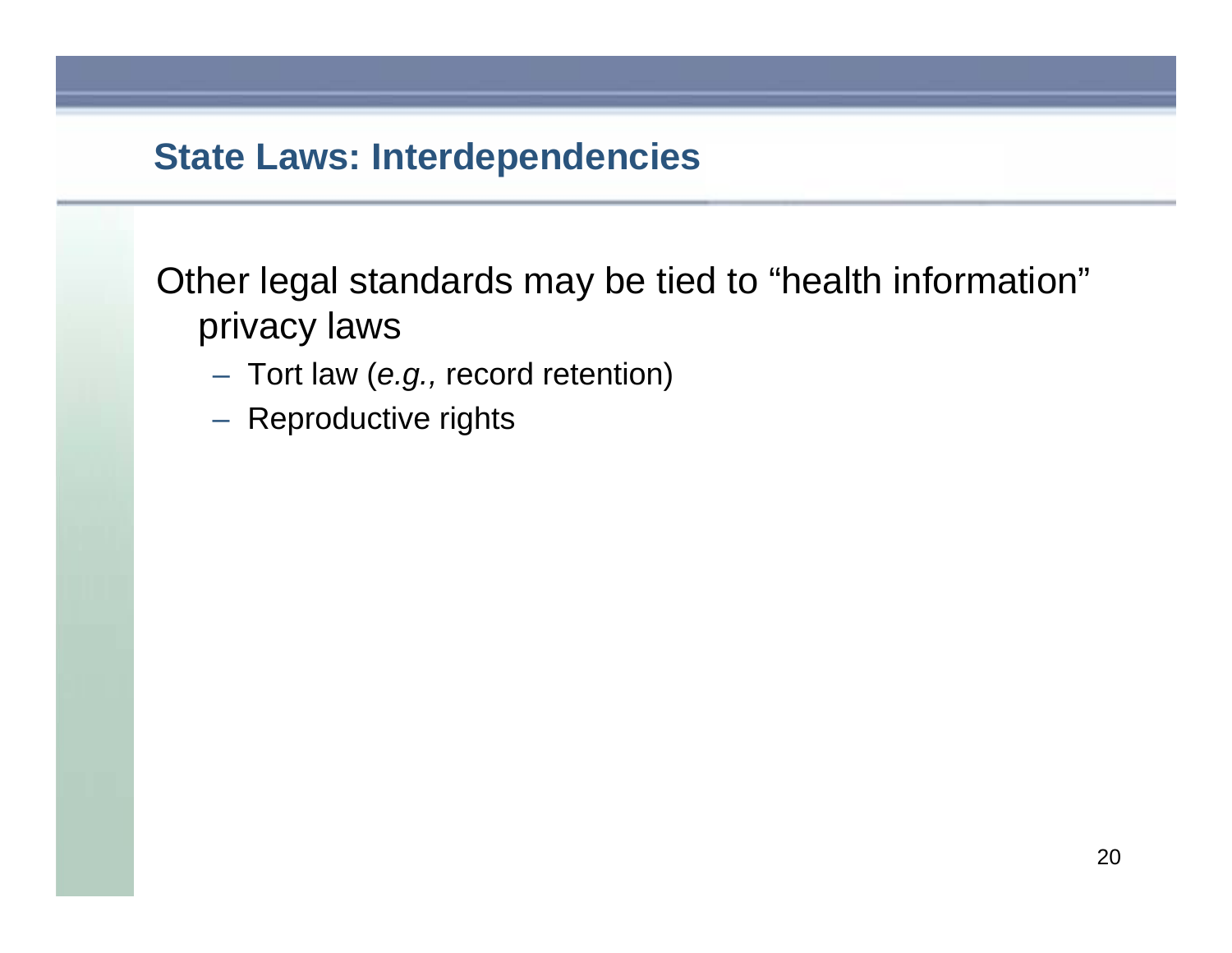## State Laws: Interdependencies

Other legal standards may be tied to "health information" privacy laws

- Tort law (*e.g.,* record retention)
- Reproductive rights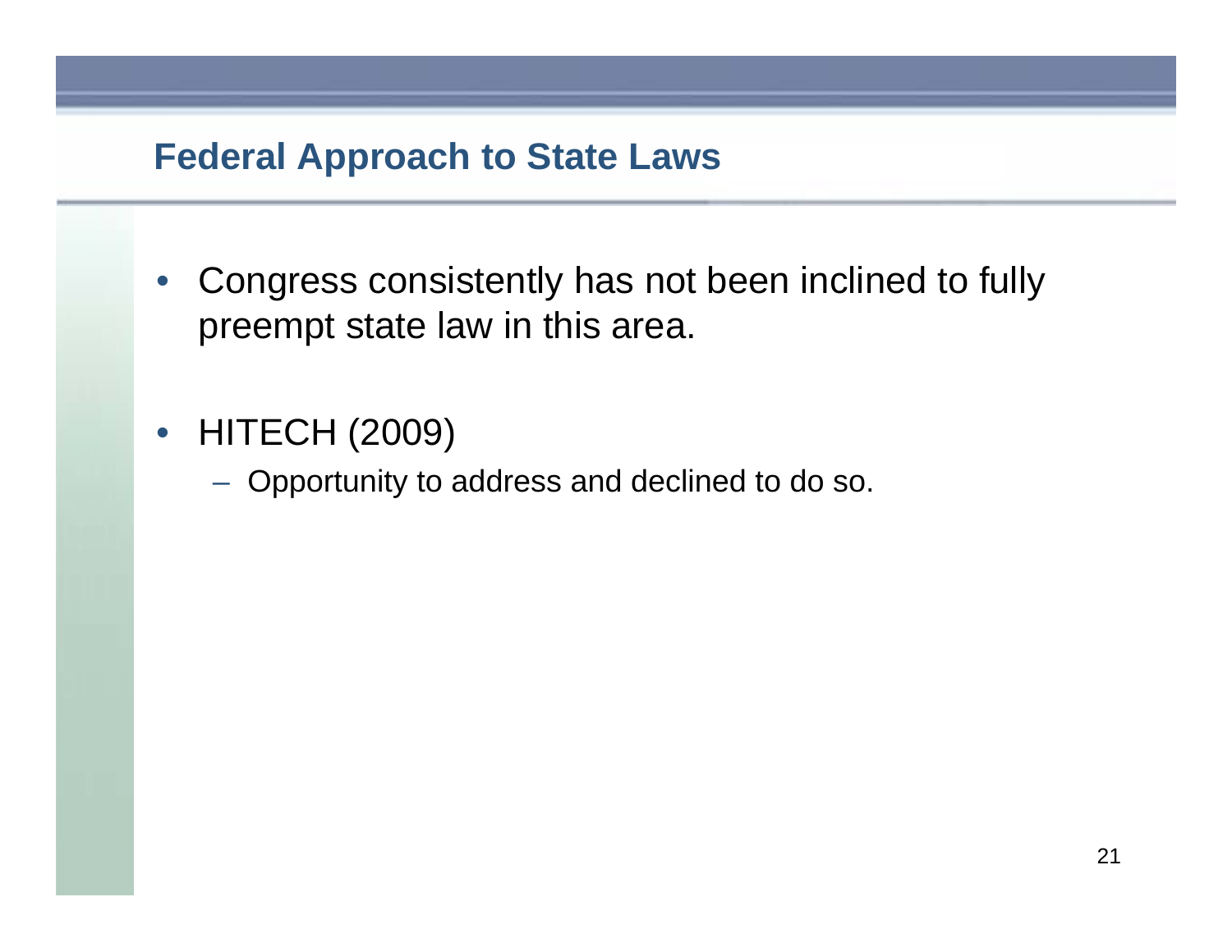## Federal Approach to State Laws

- Congress consistently has not been inclined to fully preempt state law in this area.
- HITECH (2009)
  - Opportunity to address and declined to do so.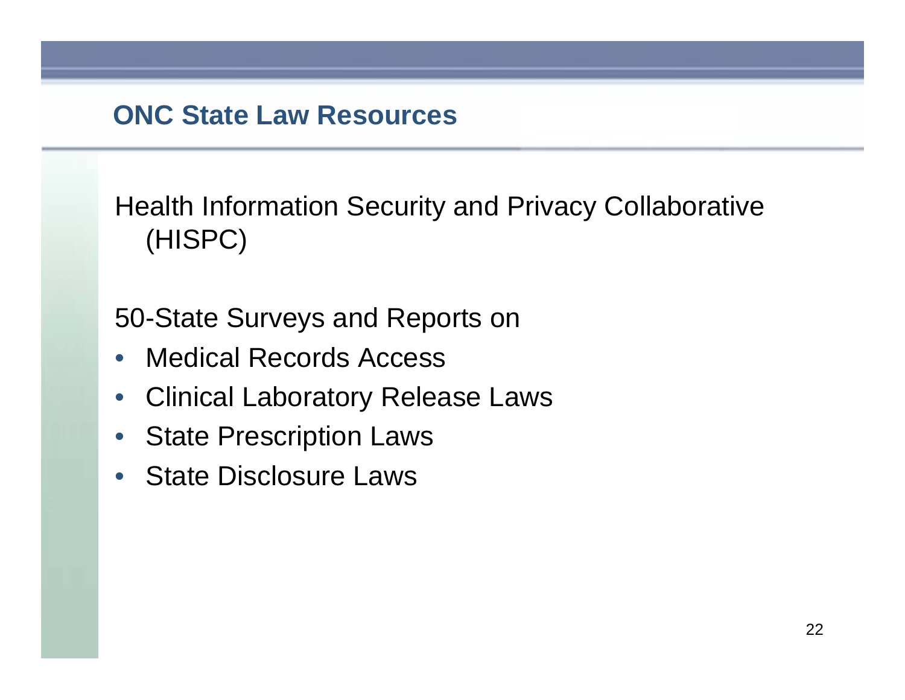## ONC State Law Resources

Health Information Security and Privacy Collaborative (HISPC)

50-State Surveys and Reports on

- Medical Records Access
- Clinical Laboratory Release Laws
- State Prescription Laws
- State Disclosure Laws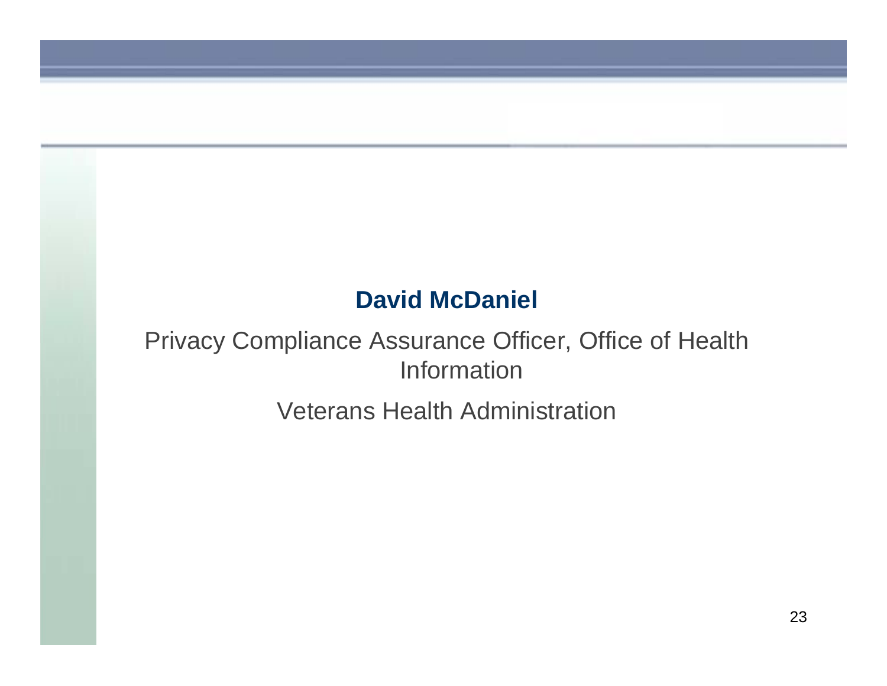**David McDaniel**

Privacy Compliance Assurance Officer, Office of Health Information

Veterans Health Administration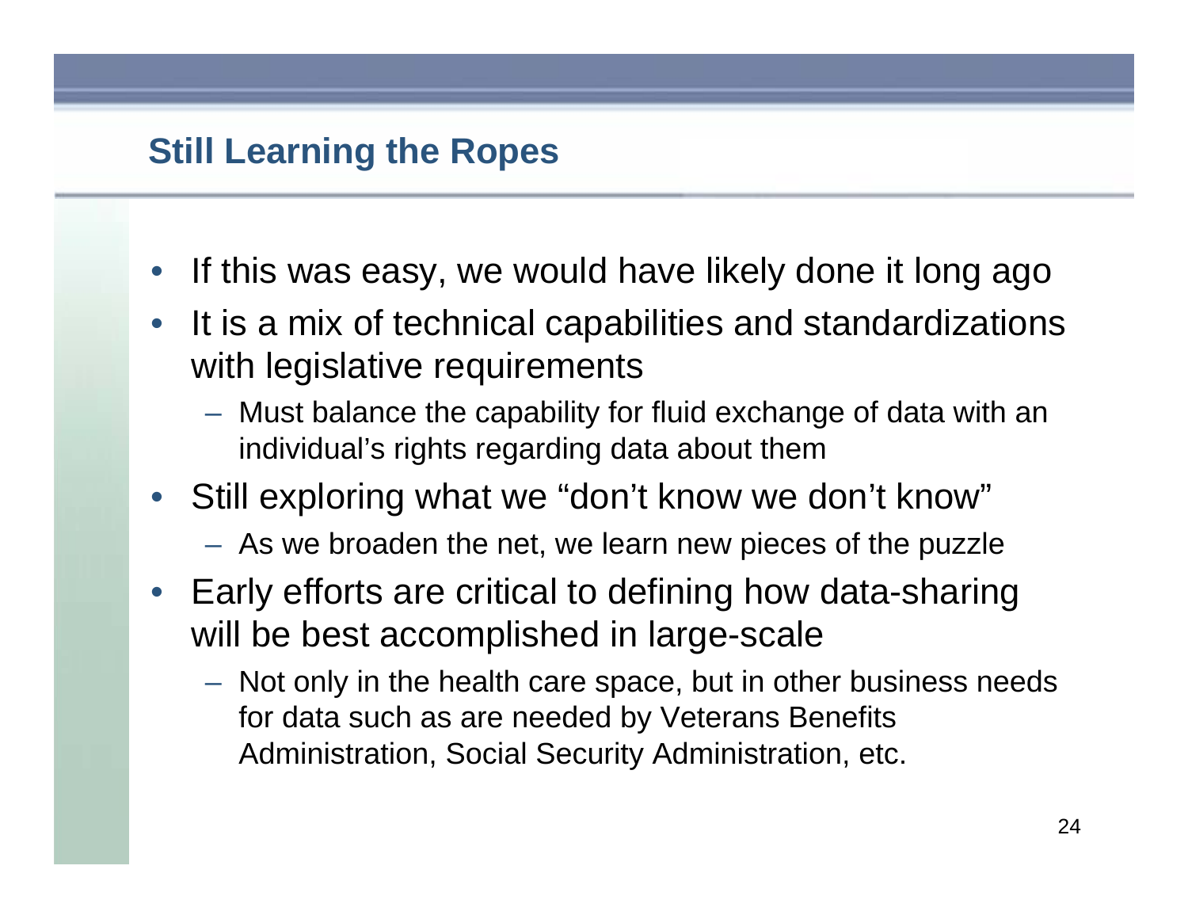## Still Learning the Ropes

- If this was easy, we would have likely done it long ago
- It is a mix of technical capabilities and standardizations with legislative requirements
  - Must balance the capability for fluid exchange of data with an individual's rights regarding data about them
- Still exploring what we "don't know we don't know"
  - As we broaden the net, we learn new pieces of the puzzle
- Early efforts are critical to defining how data-sharing will be best accomplished in large-scale
  - Not only in the health care space, but in other business needs for data such as are needed by Veterans Benefits Administration, Social Security Administration, etc.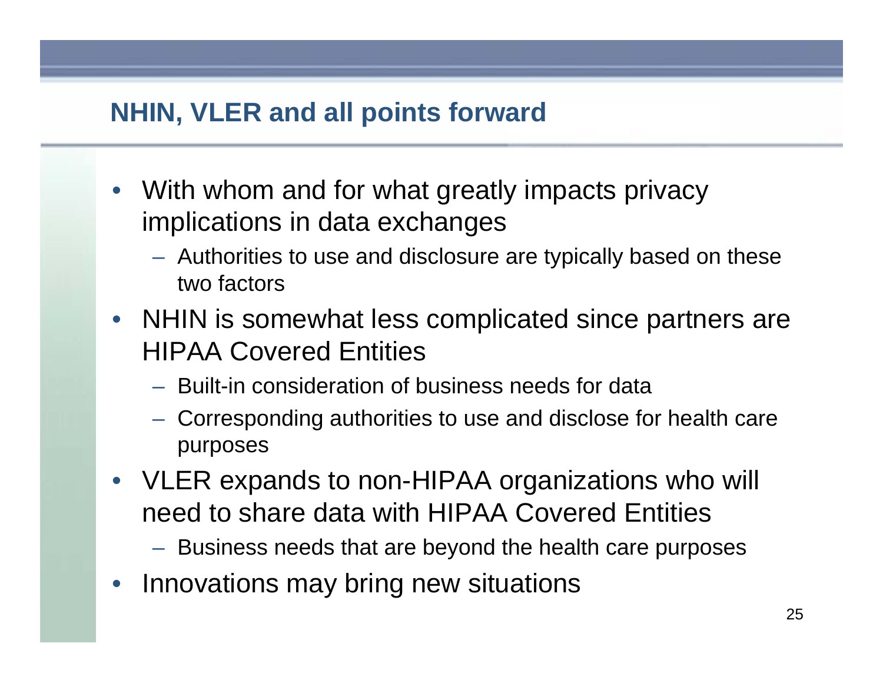# NHIN, VLER and all points forward

- With whom and for what greatly impacts privacy implications in data exchanges
  - Authorities to use and disclosure are typically based on these two factors
- NHIN is somewhat less complicated since partners are HIPAA Covered Entities
  - Built-in consideration of business needs for data
  - Corresponding authorities to use and disclose for health care purposes
- VLER expands to non-HIPAA organizations who will need to share data with HIPAA Covered Entities
  - Business needs that are beyond the health care purposes
- Innovations may bring new situations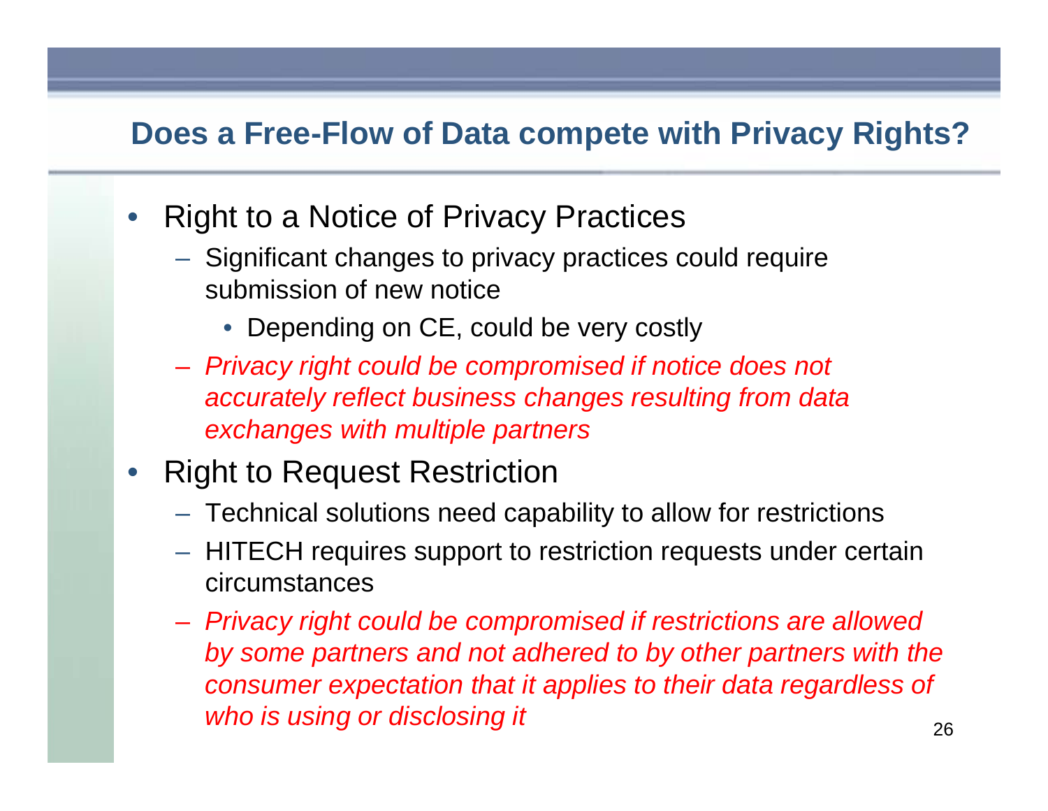# Does a Free-Flow of Data compete with Privacy Rights?

- Right to a Notice of Privacy Practices
  - Significant changes to privacy practices could require submission of new notice
    - Depending on CE, could be very costly
  - *Privacy right could be compromised if notice does not accurately reflect business changes resulting from data exchanges with multiple partners*
- Right to Request Restriction
  - Technical solutions need capability to allow for restrictions
  - HITECH requires support to restriction requests under certain circumstances
  - *Privacy right could be compromised if restrictions are allowed by some partners and not adhered to by other partners with the consumer expectation that it applies to their data regardless of who is using or disclosing it*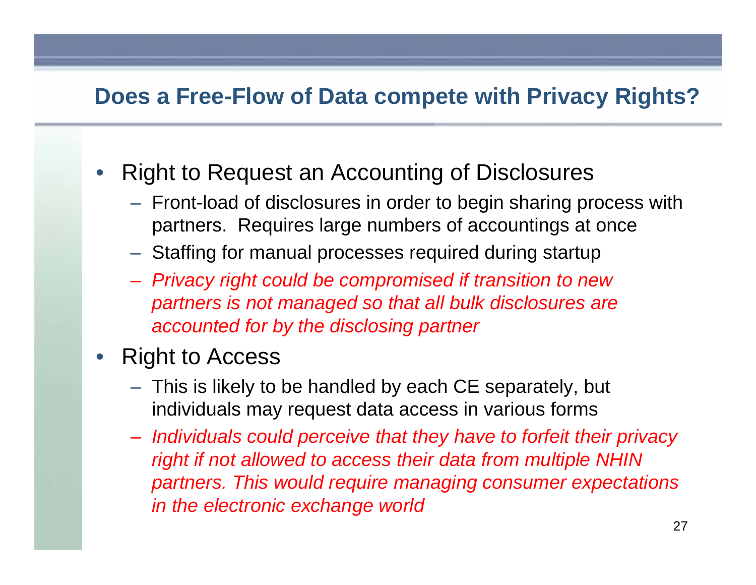## Does a Free-Flow of Data compete with Privacy Rights?

- Right to Request an Accounting of Disclosures
  - Front-load of disclosures in order to begin sharing process with partners. Requires large numbers of accountings at once
  - Staffing for manual processes required during startup
  - *Privacy right could be compromised if transition to new partners is not managed so that all bulk disclosures are accounted for by the disclosing partner*
- Right to Access
  - This is likely to be handled by each CE separately, but individuals may request data access in various forms
  - *Individuals could perceive that they have to forfeit their privacy right if not allowed to access their data from multiple NHIN partners. This would require managing consumer expectations in the electronic exchange world*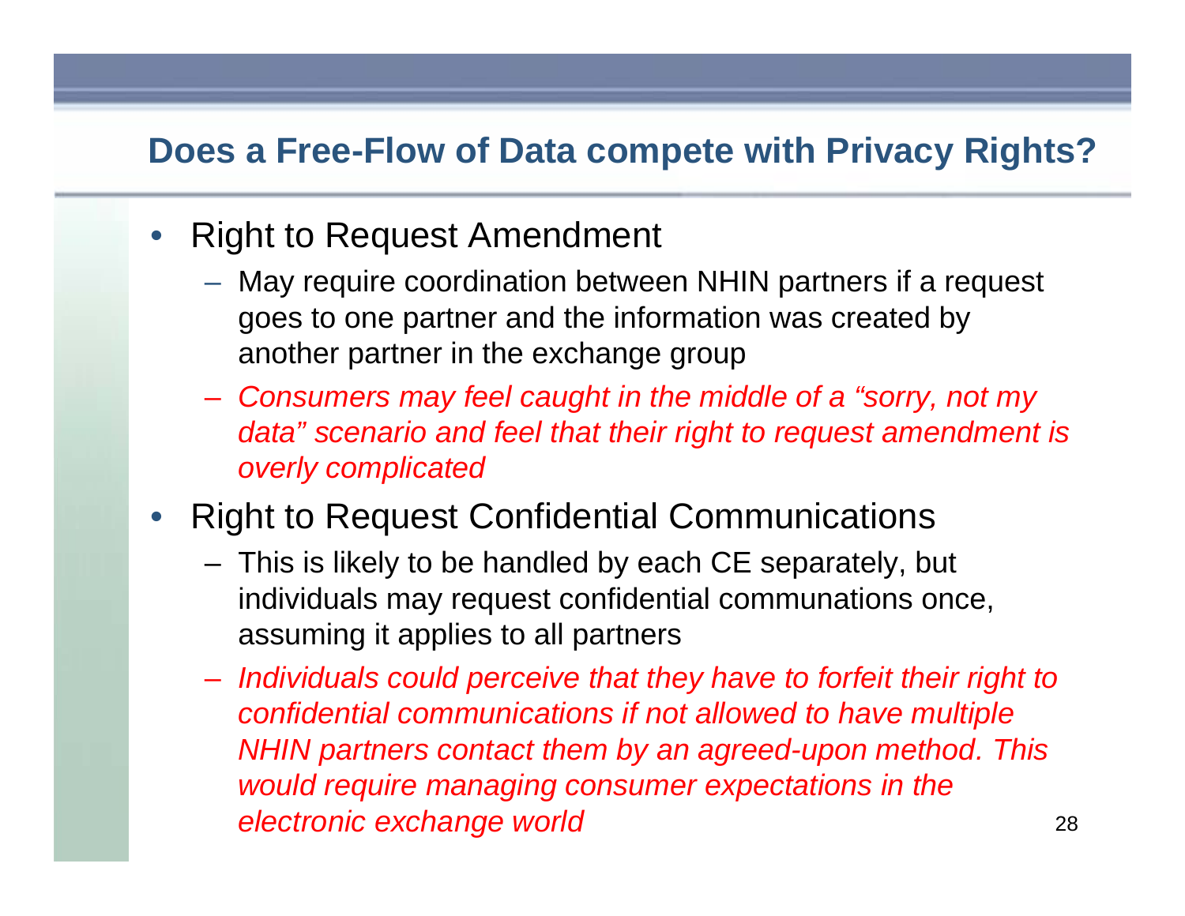## Does a Free-Flow of Data compete with Privacy Rights?

- Right to Request Amendment
  - May require coordination between NHIN partners if a request goes to one partner and the information was created by another partner in the exchange group
  - *Consumers may feel caught in the middle of a "sorry, not my data" scenario and feel that their right to request amendment is overly complicated*
- Right to Request Confidential Communications
  - This is likely to be handled by each CE separately, but individuals may request confidential communations once, assuming it applies to all partners
  - *Individuals could perceive that they have to forfeit their right to confidential communications if not allowed to have multiple NHIN partners contact them by an agreed-upon method. This would require managing consumer expectations in the electronic exchange world*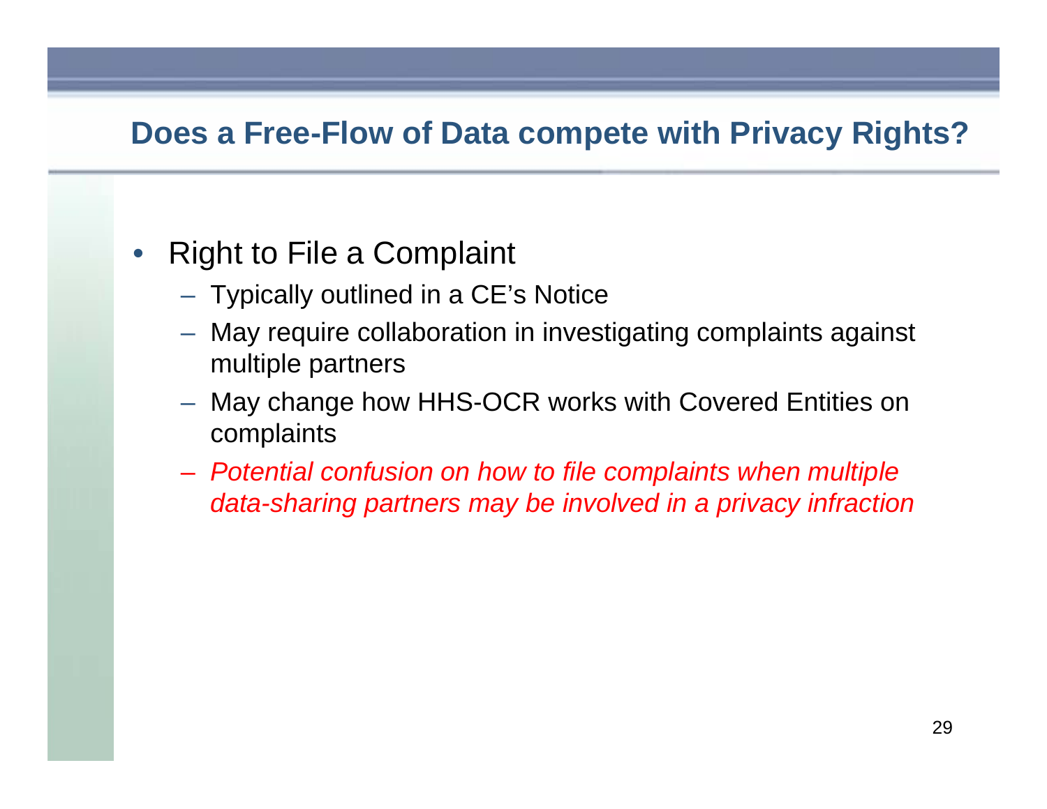## Does a Free-Flow of Data compete with Privacy Rights?

- Right to File a Complaint
  - Typically outlined in a CE's Notice
  - May require collaboration in investigating complaints against multiple partners
  - May change how HHS-OCR works with Covered Entities on complaints
  - *Potential confusion on how to file complaints when multiple data-sharing partners may be involved in a privacy infraction*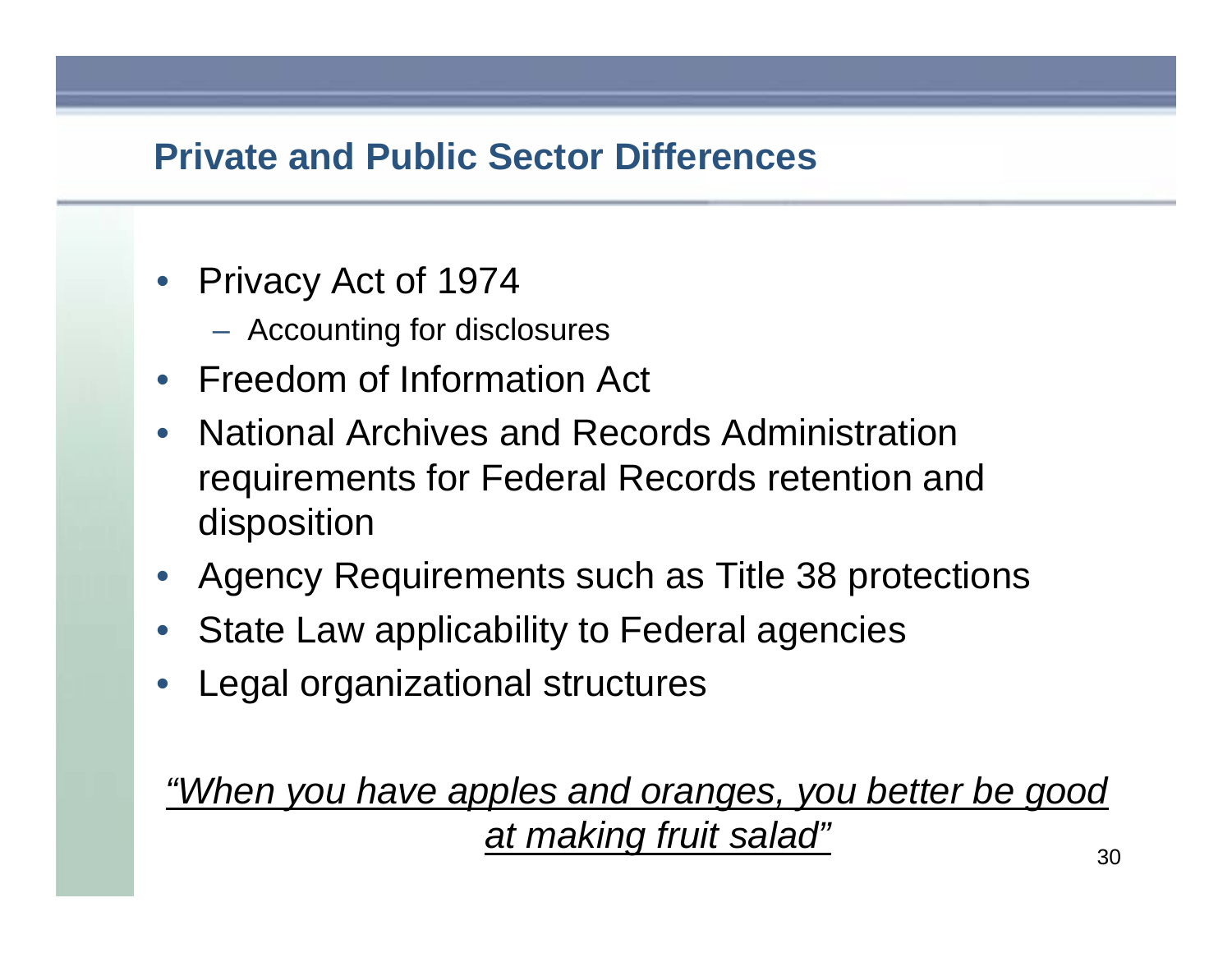## Private and Public Sector Differences

- Privacy Act of 1974
  - Accounting for disclosures
- Freedom of Information Act
- National Archives and Records Administration requirements for Federal Records retention and disposition
- Agency Requirements such as Title 38 protections
- State Law applicability to Federal agencies
- Legal organizational structures

*"When you have apples and oranges, you better be good at making fruit salad"*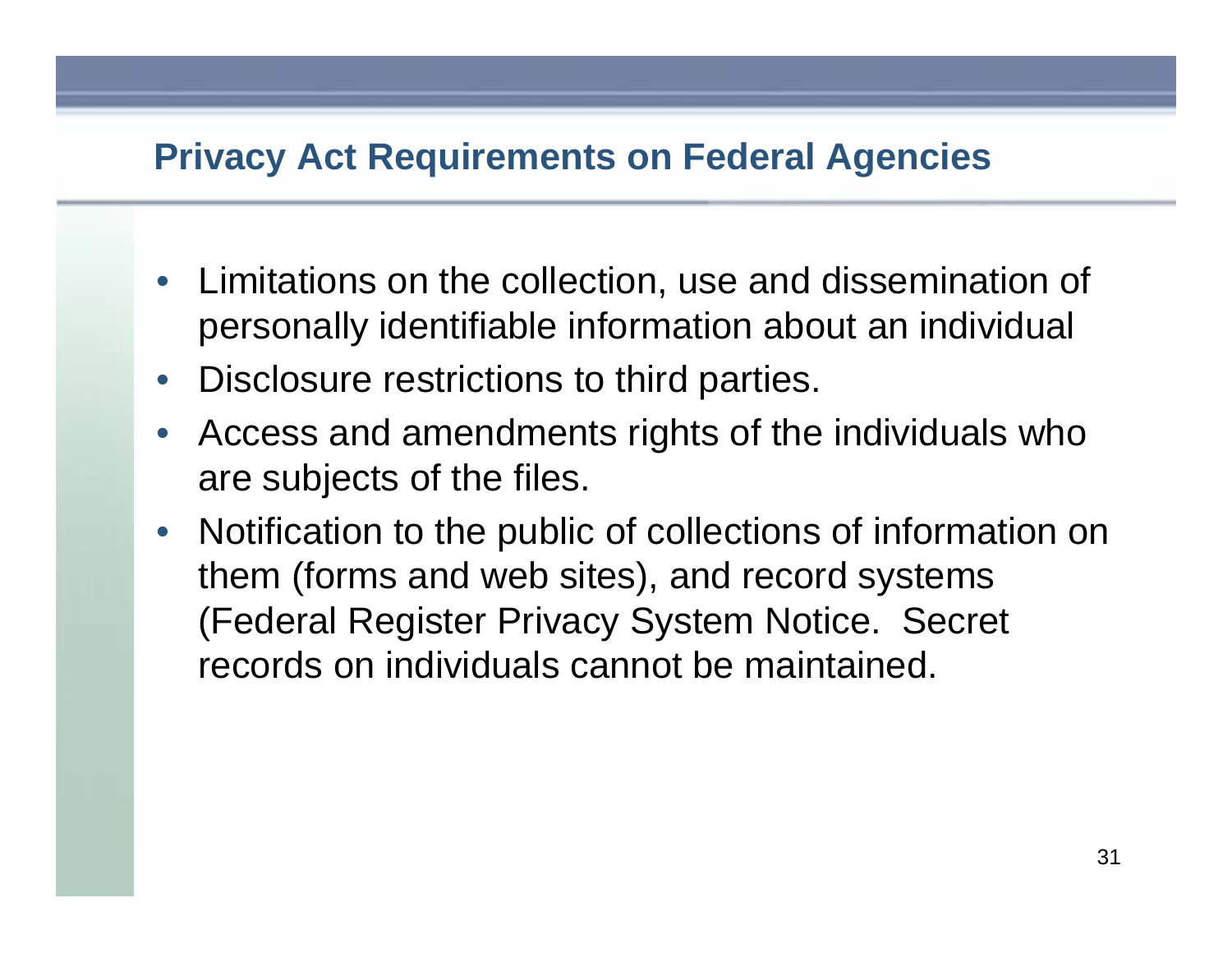## Privacy Act Requirements on Federal Agencies

- Limitations on the collection, use and dissemination of personally identifiable information about an individual
- Disclosure restrictions to third parties.
- Access and amendments rights of the individuals who are subjects of the files.
- Notification to the public of collections of information on them (forms and web sites), and record systems (Federal Register Privacy System Notice. Secret records on individuals cannot be maintained.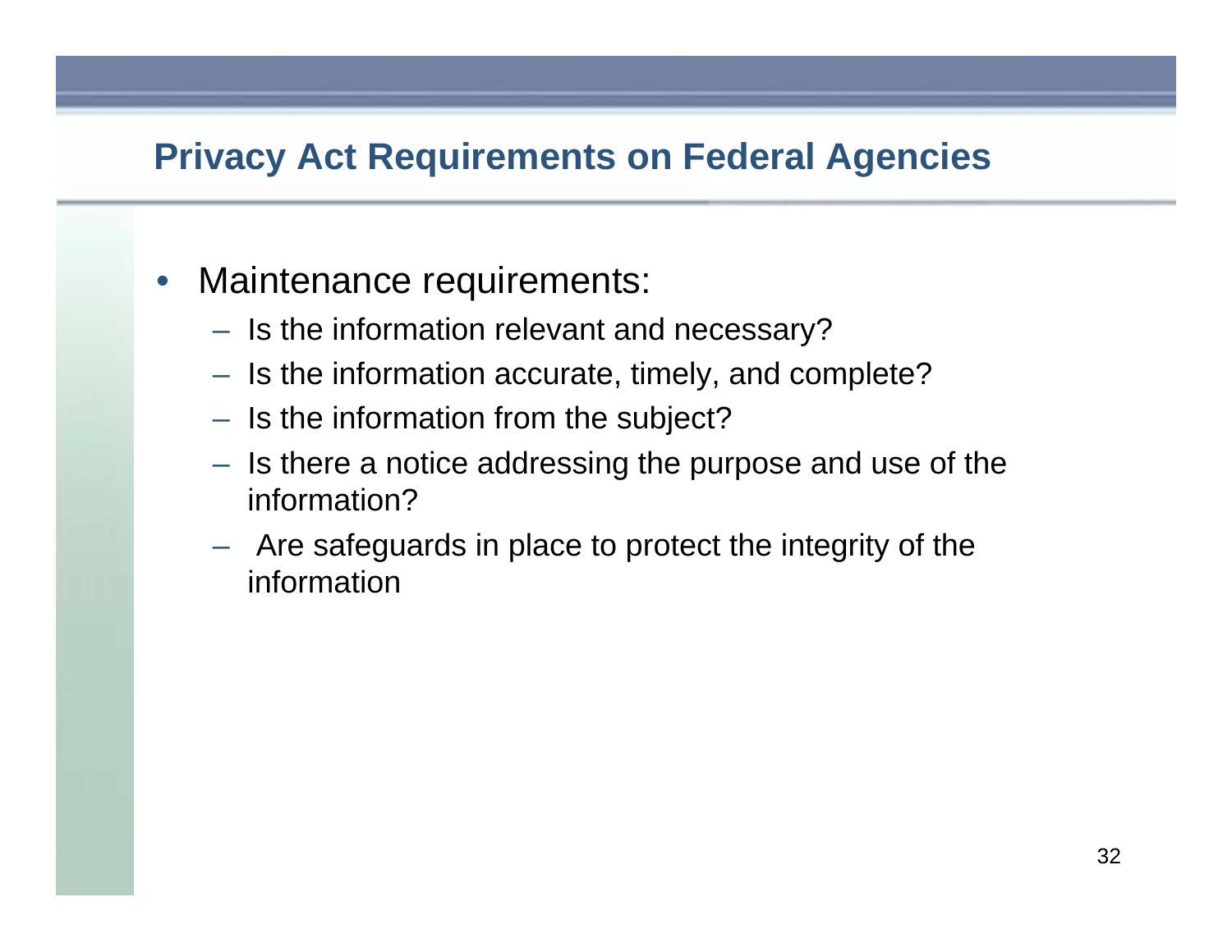## Privacy Act Requirements on Federal Agencies

- Maintenance requirements:
  - Is the information relevant and necessary?
  - Is the information accurate, timely, and complete?
  - Is the information from the subject?
  - Is there a notice addressing the purpose and use of the information?
  - Are safeguards in place to protect the integrity of the information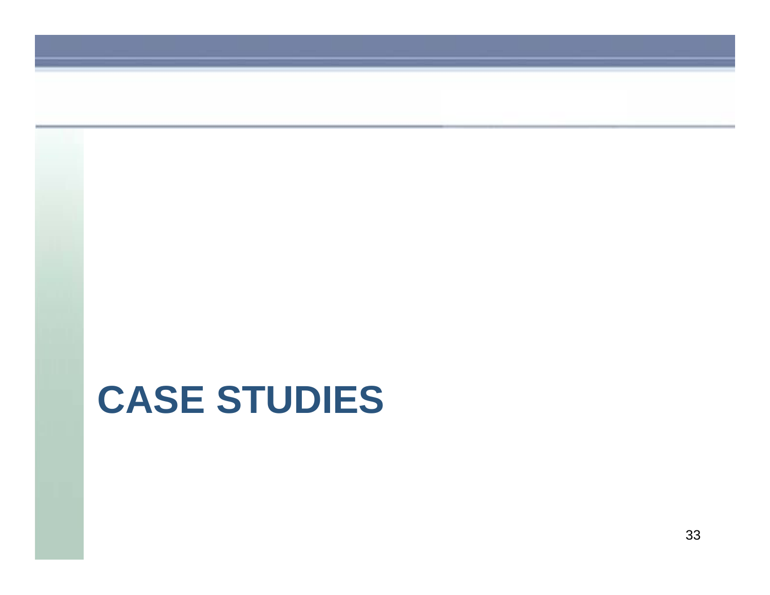# CASE STUDIES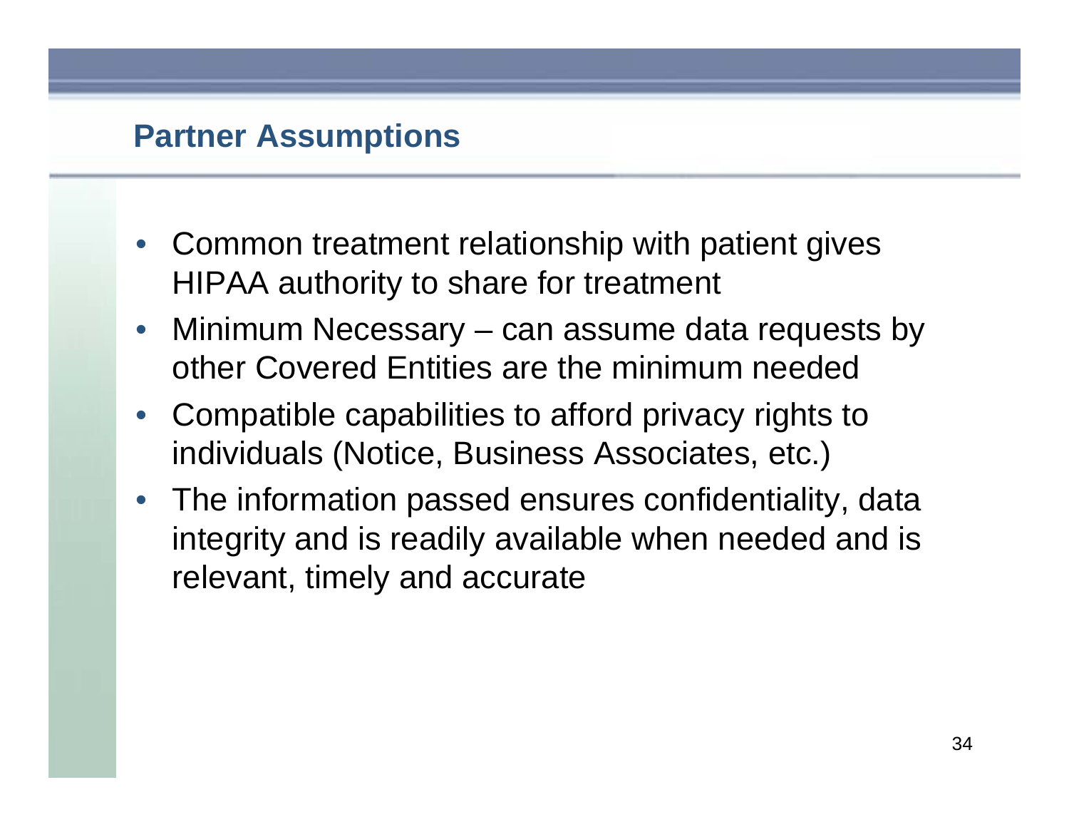## Partner Assumptions

- Common treatment relationship with patient gives HIPAA authority to share for treatment
- Minimum Necessary – can assume data requests by other Covered Entities are the minimum needed
- Compatible capabilities to afford privacy rights to individuals (Notice, Business Associates, etc.)
- The information passed ensures confidentiality, data integrity and is readily available when needed and is relevant, timely and accurate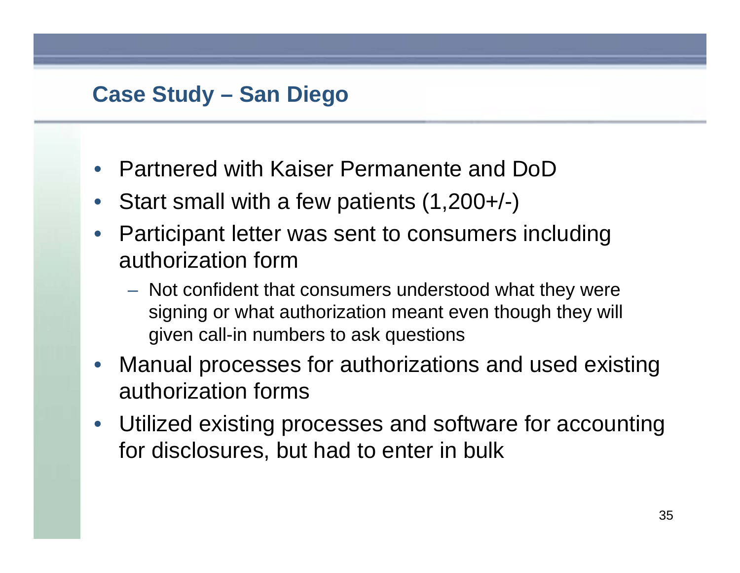## Case Study – San Diego

- Partnered with Kaiser Permanente and DoD
- Start small with a few patients (1,200+/-)
- Participant letter was sent to consumers including authorization form
  - Not confident that consumers understood what they were signing or what authorization meant even though they will given call-in numbers to ask questions
- Manual processes for authorizations and used existing authorization forms
- Utilized existing processes and software for accounting for disclosures, but had to enter in bulk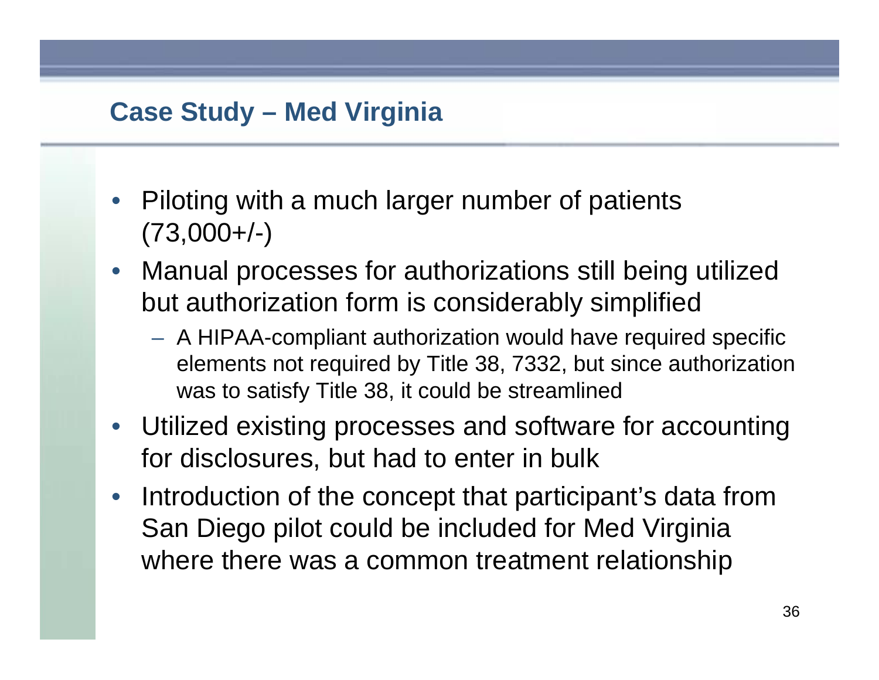## Case Study – Med Virginia

- Piloting with a much larger number of patients (73,000+/-)
- Manual processes for authorizations still being utilized but authorization form is considerably simplified
  - A HIPAA-compliant authorization would have required specific elements not required by Title 38, 7332, but since authorization was to satisfy Title 38, it could be streamlined
- Utilized existing processes and software for accounting for disclosures, but had to enter in bulk
- Introduction of the concept that participant's data from San Diego pilot could be included for Med Virginia where there was a common treatment relationship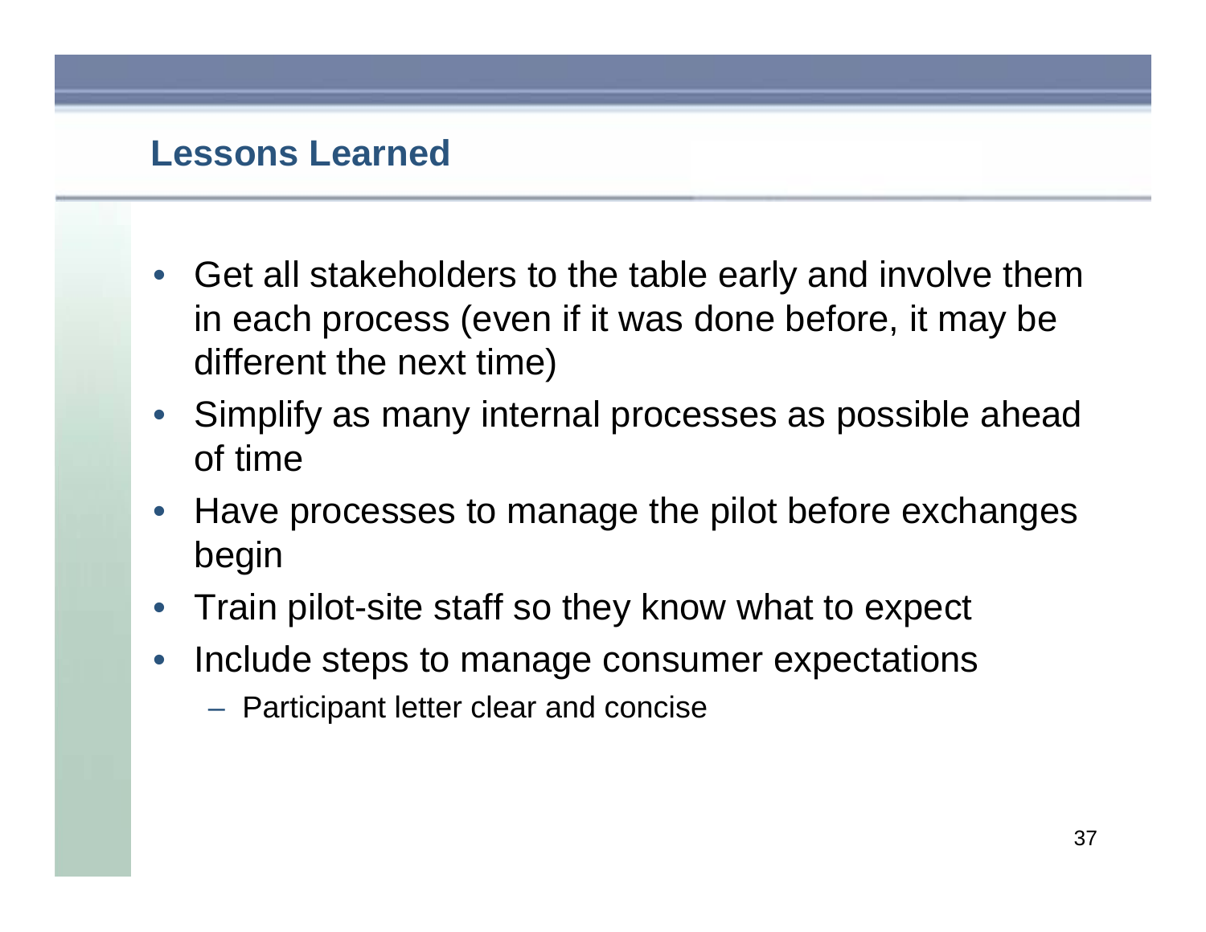## Lessons Learned

- Get all stakeholders to the table early and involve them in each process (even if it was done before, it may be different the next time)
- Simplify as many internal processes as possible ahead of time
- Have processes to manage the pilot before exchanges begin
- Train pilot-site staff so they know what to expect
- Include steps to manage consumer expectations
  - Participant letter clear and concise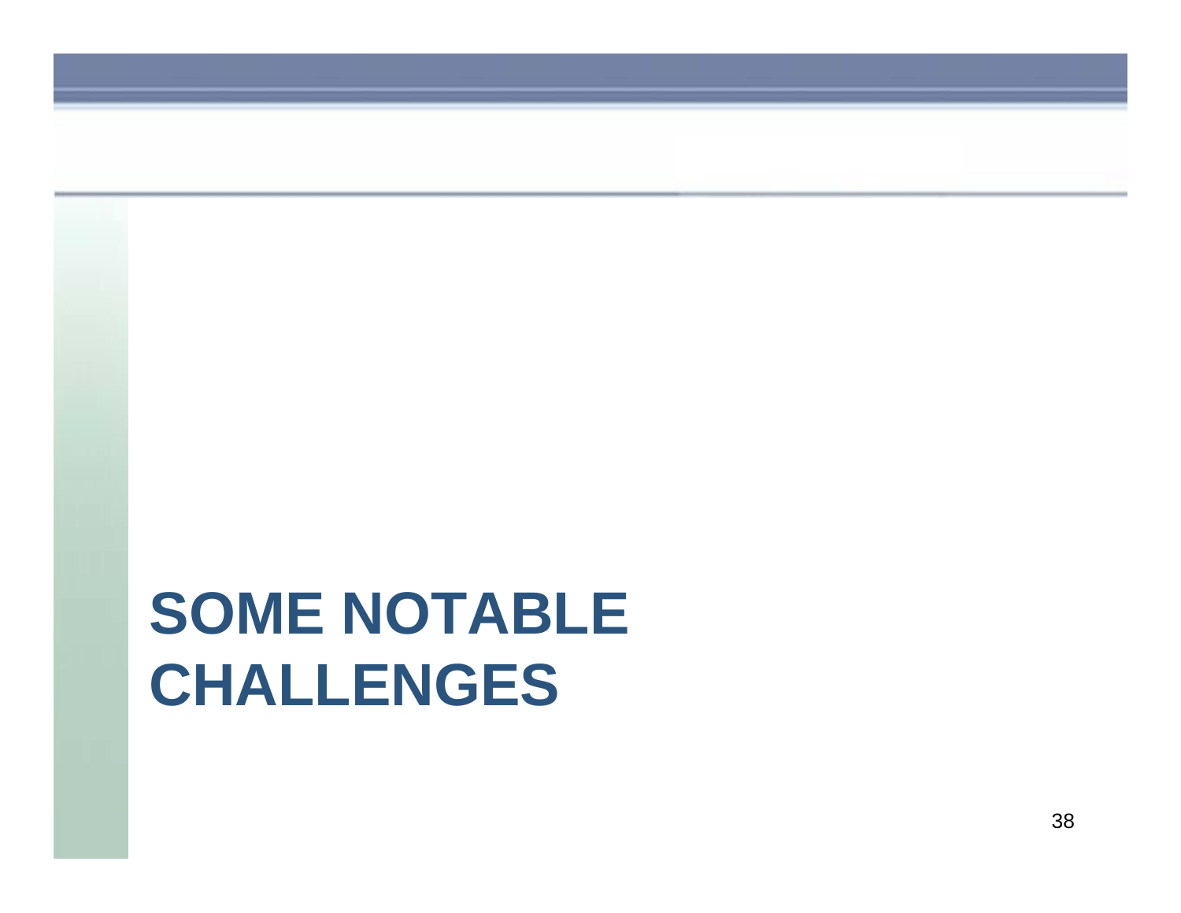# SOME NOTABLE CHALLENGES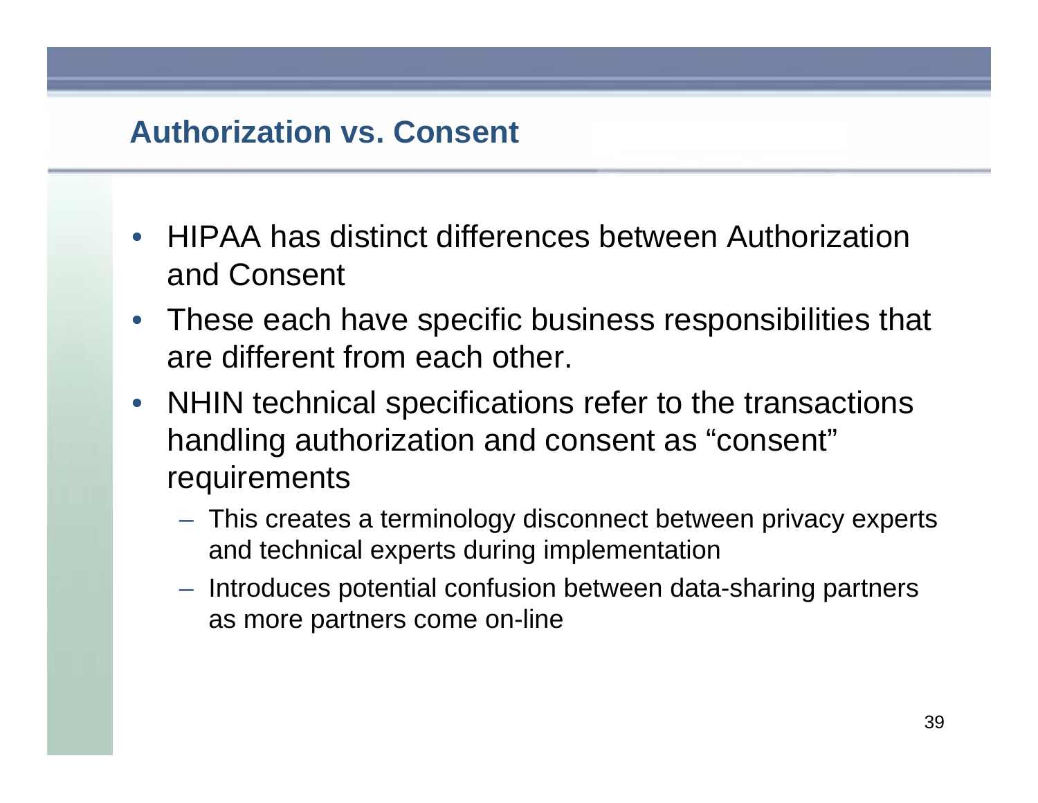## Authorization vs. Consent

- HIPAA has distinct differences between Authorization and Consent
- These each have specific business responsibilities that are different from each other.
- NHIN technical specifications refer to the transactions handling authorization and consent as “consent” requirements
  - This creates a terminology disconnect between privacy experts and technical experts during implementation
  - Introduces potential confusion between data-sharing partners as more partners come on-line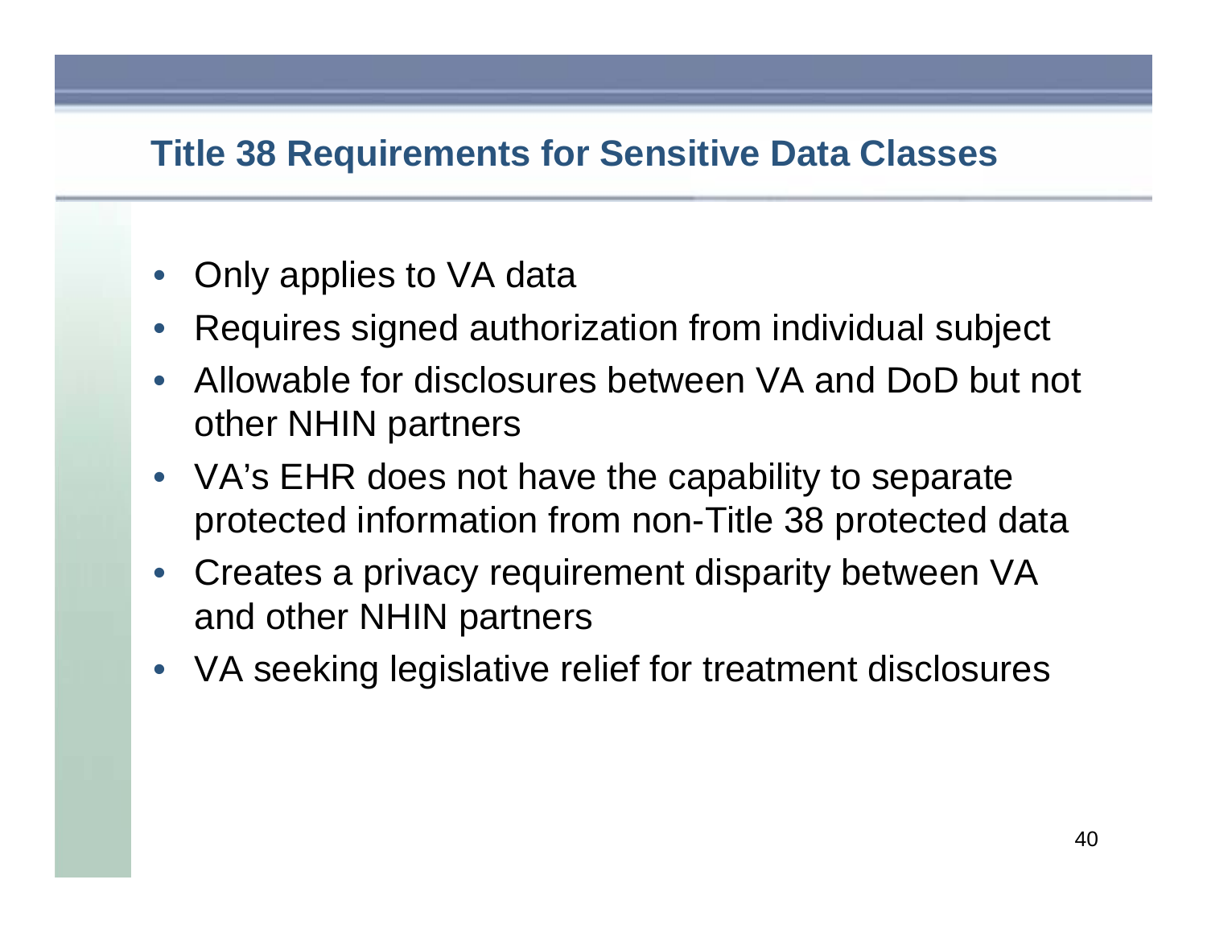## Title 38 Requirements for Sensitive Data Classes

- Only applies to VA data
- Requires signed authorization from individual subject
- Allowable for disclosures between VA and DoD but not other NHIN partners
- VA's EHR does not have the capability to separate protected information from non-Title 38 protected data
- Creates a privacy requirement disparity between VA and other NHIN partners
- VA seeking legislative relief for treatment disclosures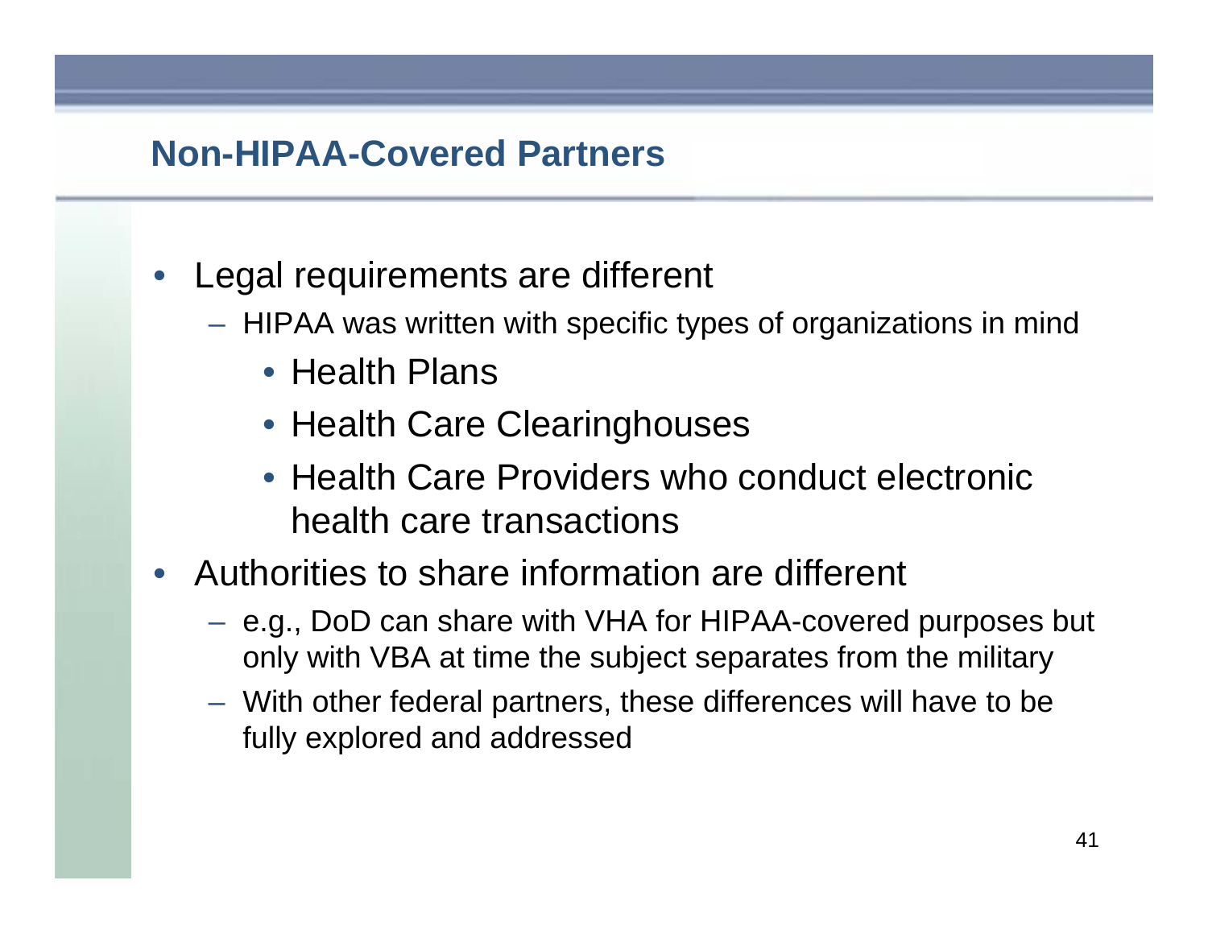## Non-HIPAA-Covered Partners

- Legal requirements are different
  - HIPAA was written with specific types of organizations in mind
    - Health Plans
    - Health Care Clearinghouses
    - Health Care Providers who conduct electronic health care transactions
- Authorities to share information are different
  - e.g., DoD can share with VHA for HIPAA-covered purposes but only with VBA at time the subject separates from the military
  - With other federal partners, these differences will have to be fully explored and addressed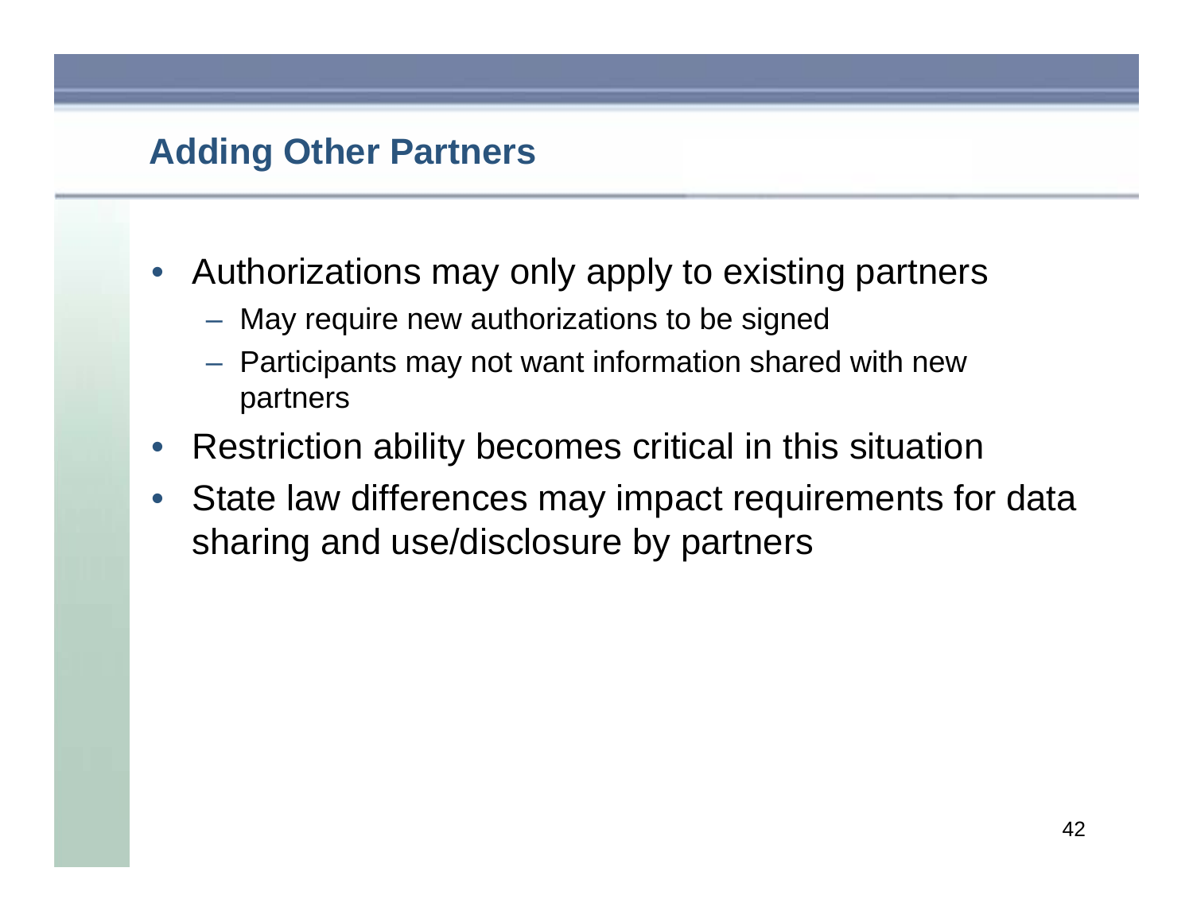## Adding Other Partners

- Authorizations may only apply to existing partners
  - May require new authorizations to be signed
  - Participants may not want information shared with new partners
- Restriction ability becomes critical in this situation
- State law differences may impact requirements for data sharing and use/disclosure by partners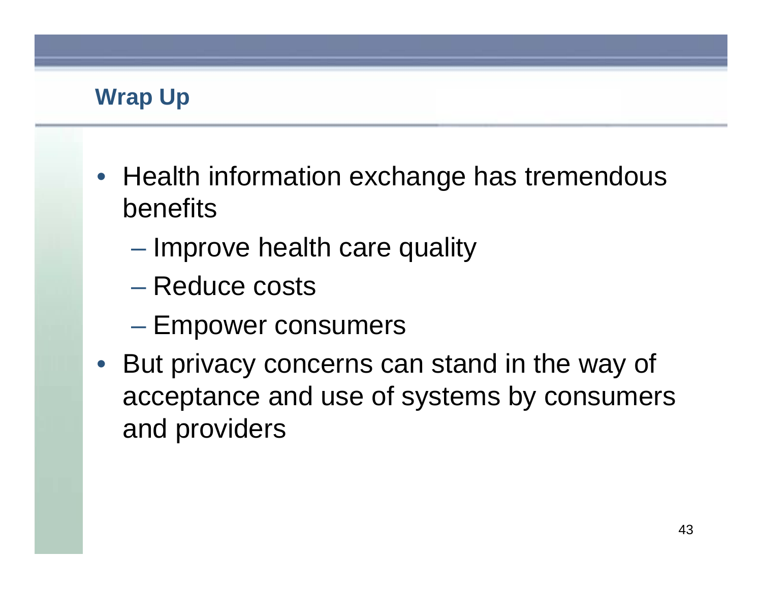## Wrap Up

- Health information exchange has tremendous benefits
  - Improve health care quality
  - Reduce costs
  - Empower consumers
- But privacy concerns can stand in the way of acceptance and use of systems by consumers and providers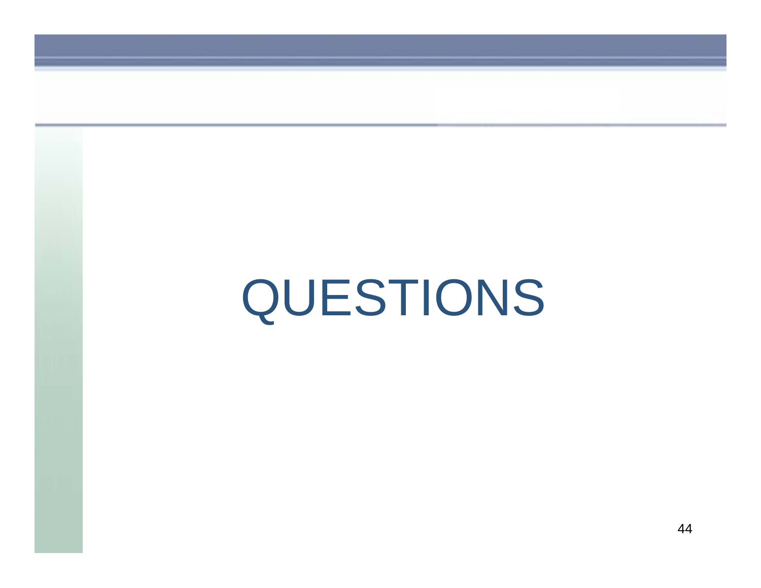# QUESTIONS